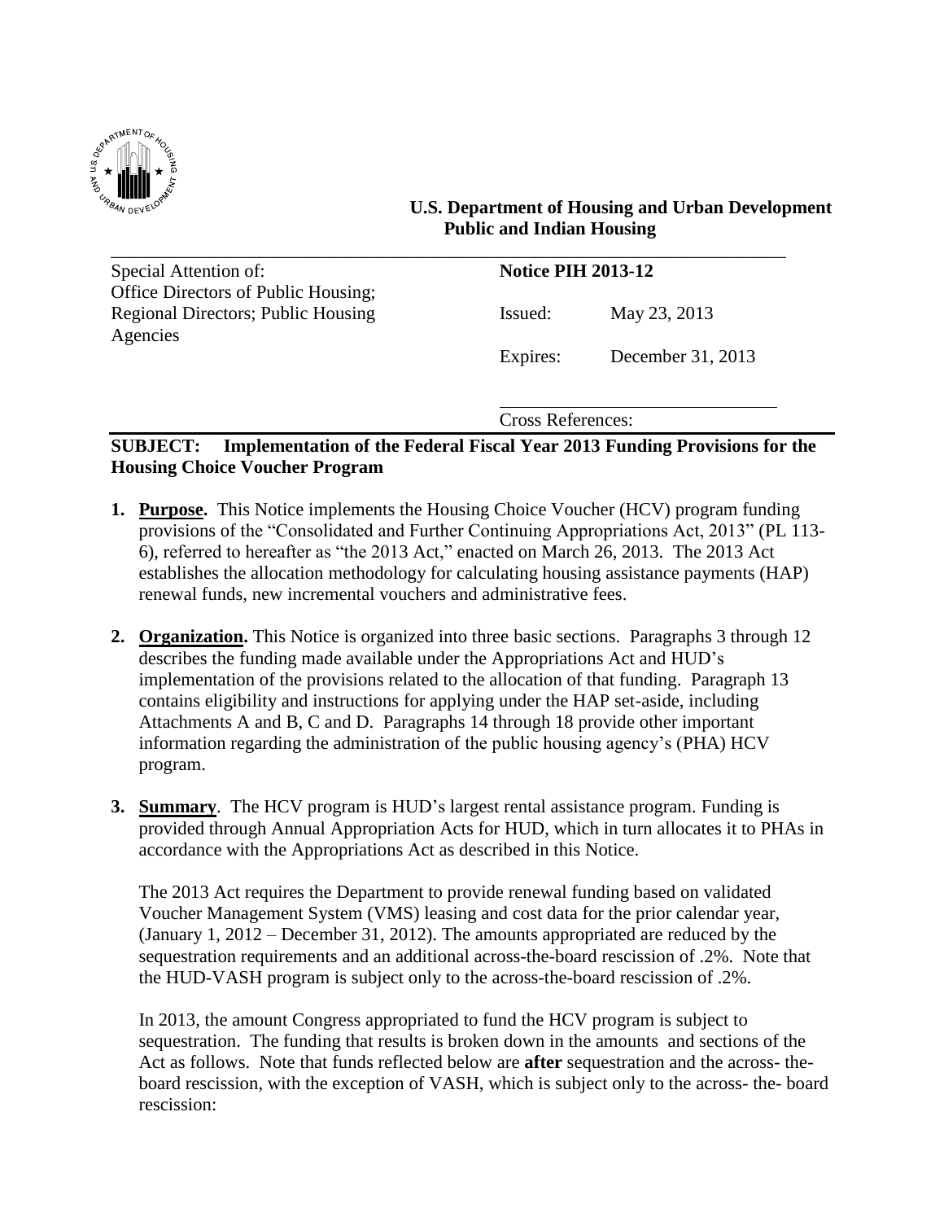**U.S. Department of Housing and Urban Development**
**Public and Indian Housing**

| Special Attention of: | **Notice PIH 2013-12** | |
|---|---|---|
| Office Directors of Public Housing; Regional Directors; Public Housing Agencies | Issued: | May 23, 2013 |
| | Expires: | December 31, 2013 |
| | Cross References: | |

**SUBJECT: Implementation of the Federal Fiscal Year 2013 Funding Provisions for the Housing Choice Voucher Program**

1. **Purpose.** This Notice implements the Housing Choice Voucher (HCV) program funding provisions of the "Consolidated and Further Continuing Appropriations Act, 2013" (PL 113-6), referred to hereafter as "the 2013 Act," enacted on March 26, 2013. The 2013 Act establishes the allocation methodology for calculating housing assistance payments (HAP) renewal funds, new incremental vouchers and administrative fees.

2. **Organization.** This Notice is organized into three basic sections. Paragraphs 3 through 12 describes the funding made available under the Appropriations Act and HUD's implementation of the provisions related to the allocation of that funding. Paragraph 13 contains eligibility and instructions for applying under the HAP set-aside, including Attachments A and B, C and D. Paragraphs 14 through 18 provide other important information regarding the administration of the public housing agency's (PHA) HCV program.

3. **Summary**. The HCV program is HUD's largest rental assistance program. Funding is provided through Annual Appropriation Acts for HUD, which in turn allocates it to PHAs in accordance with the Appropriations Act as described in this Notice.

   The 2013 Act requires the Department to provide renewal funding based on validated Voucher Management System (VMS) leasing and cost data for the prior calendar year, (January 1, 2012 – December 31, 2012). The amounts appropriated are reduced by the sequestration requirements and an additional across-the-board rescission of .2%. Note that the HUD-VASH program is subject only to the across-the-board rescission of .2%.

   In 2013, the amount Congress appropriated to fund the HCV program is subject to sequestration. The funding that results is broken down in the amounts and sections of the Act as follows. Note that funds reflected below are **after** sequestration and the across- the-board rescission, with the exception of VASH, which is subject only to the across- the- board rescission: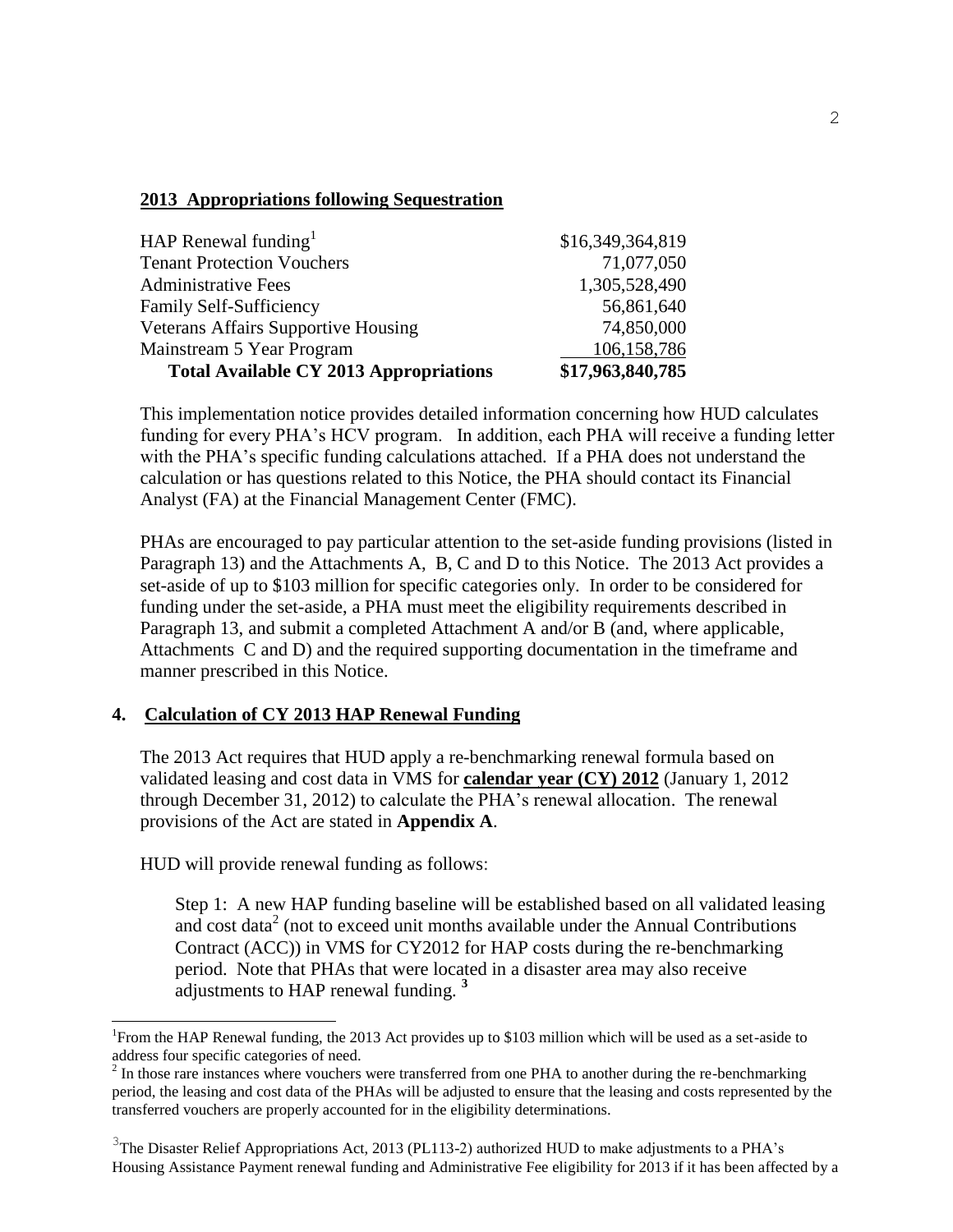**2013 Appropriations following Sequestration**

| | |
|---|---|
| HAP Renewal funding[1] | $16,349,364,819 |
| Tenant Protection Vouchers | 71,077,050 |
| Administrative Fees | 1,305,528,490 |
| Family Self-Sufficiency | 56,861,640 |
| Veterans Affairs Supportive Housing | 74,850,000 |
| Mainstream 5 Year Program | 106,158,786 |
| **Total Available CY 2013 Appropriations** | **$17,963,840,785** |

This implementation notice provides detailed information concerning how HUD calculates funding for every PHA's HCV program. In addition, each PHA will receive a funding letter with the PHA's specific funding calculations attached. If a PHA does not understand the calculation or has questions related to this Notice, the PHA should contact its Financial Analyst (FA) at the Financial Management Center (FMC).

PHAs are encouraged to pay particular attention to the set-aside funding provisions (listed in Paragraph 13) and the Attachments A, B, C and D to this Notice. The 2013 Act provides a set-aside of up to $103 million for specific categories only. In order to be considered for funding under the set-aside, a PHA must meet the eligibility requirements described in Paragraph 13, and submit a completed Attachment A and/or B (and, where applicable, Attachments C and D) and the required supporting documentation in the timeframe and manner prescribed in this Notice.

## 4. Calculation of CY 2013 HAP Renewal Funding

The 2013 Act requires that HUD apply a re-benchmarking renewal formula based on validated leasing and cost data in VMS for **calendar year (CY) 2012** (January 1, 2012 through December 31, 2012) to calculate the PHA's renewal allocation. The renewal provisions of the Act are stated in **Appendix A**.

HUD will provide renewal funding as follows:

Step 1: A new HAP funding baseline will be established based on all validated leasing and cost data[2] (not to exceed unit months available under the Annual Contributions Contract (ACC)) in VMS for CY2012 for HAP costs during the re-benchmarking period. Note that PHAs that were located in a disaster area may also receive adjustments to HAP renewal funding.[3]

[1] From the HAP Renewal funding, the 2013 Act provides up to $103 million which will be used as a set-aside to address four specific categories of need.

[2] In those rare instances where vouchers were transferred from one PHA to another during the re-benchmarking period, the leasing and cost data of the PHAs will be adjusted to ensure that the leasing and costs represented by the transferred vouchers are properly accounted for in the eligibility determinations.

[3] The Disaster Relief Appropriations Act, 2013 (PL113-2) authorized HUD to make adjustments to a PHA's Housing Assistance Payment renewal funding and Administrative Fee eligibility for 2013 if it has been affected by a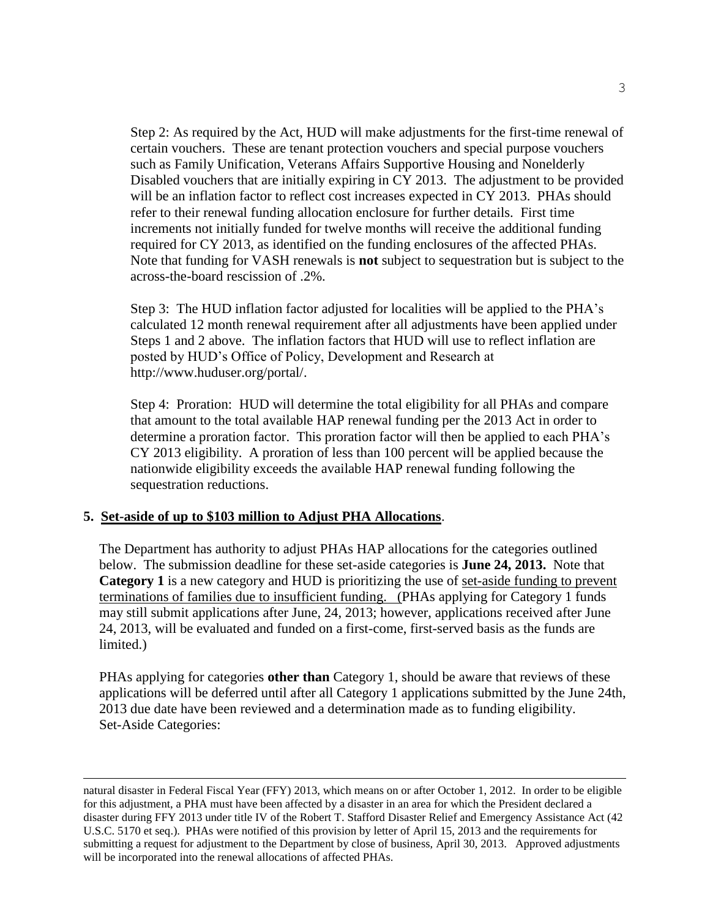Step 2: As required by the Act, HUD will make adjustments for the first-time renewal of certain vouchers. These are tenant protection vouchers and special purpose vouchers such as Family Unification, Veterans Affairs Supportive Housing and Nonelderly Disabled vouchers that are initially expiring in CY 2013. The adjustment to be provided will be an inflation factor to reflect cost increases expected in CY 2013. PHAs should refer to their renewal funding allocation enclosure for further details. First time increments not initially funded for twelve months will receive the additional funding required for CY 2013, as identified on the funding enclosures of the affected PHAs. Note that funding for VASH renewals is **not** subject to sequestration but is subject to the across-the-board rescission of .2%.

Step 3: The HUD inflation factor adjusted for localities will be applied to the PHA's calculated 12 month renewal requirement after all adjustments have been applied under Steps 1 and 2 above. The inflation factors that HUD will use to reflect inflation are posted by HUD's Office of Policy, Development and Research at http://www.huduser.org/portal/.

Step 4: Proration: HUD will determine the total eligibility for all PHAs and compare that amount to the total available HAP renewal funding per the 2013 Act in order to determine a proration factor. This proration factor will then be applied to each PHA's CY 2013 eligibility. A proration of less than 100 percent will be applied because the nationwide eligibility exceeds the available HAP renewal funding following the sequestration reductions.

**5. Set-aside of up to $103 million to Adjust PHA Allocations.**

The Department has authority to adjust PHAs HAP allocations for the categories outlined below. The submission deadline for these set-aside categories is **June 24, 2013.** Note that **Category 1** is a new category and HUD is prioritizing the use of set-aside funding to prevent terminations of families due to insufficient funding. (PHAs applying for Category 1 funds may still submit applications after June, 24, 2013; however, applications received after June 24, 2013, will be evaluated and funded on a first-come, first-served basis as the funds are limited.)

PHAs applying for categories **other than** Category 1, should be aware that reviews of these applications will be deferred until after all Category 1 applications submitted by the June 24th, 2013 due date have been reviewed and a determination made as to funding eligibility.
Set-Aside Categories:

---

natural disaster in Federal Fiscal Year (FFY) 2013, which means on or after October 1, 2012. In order to be eligible for this adjustment, a PHA must have been affected by a disaster in an area for which the President declared a disaster during FFY 2013 under title IV of the Robert T. Stafford Disaster Relief and Emergency Assistance Act (42 U.S.C. 5170 et seq.). PHAs were notified of this provision by letter of April 15, 2013 and the requirements for submitting a request for adjustment to the Department by close of business, April 30, 2013. Approved adjustments will be incorporated into the renewal allocations of affected PHAs.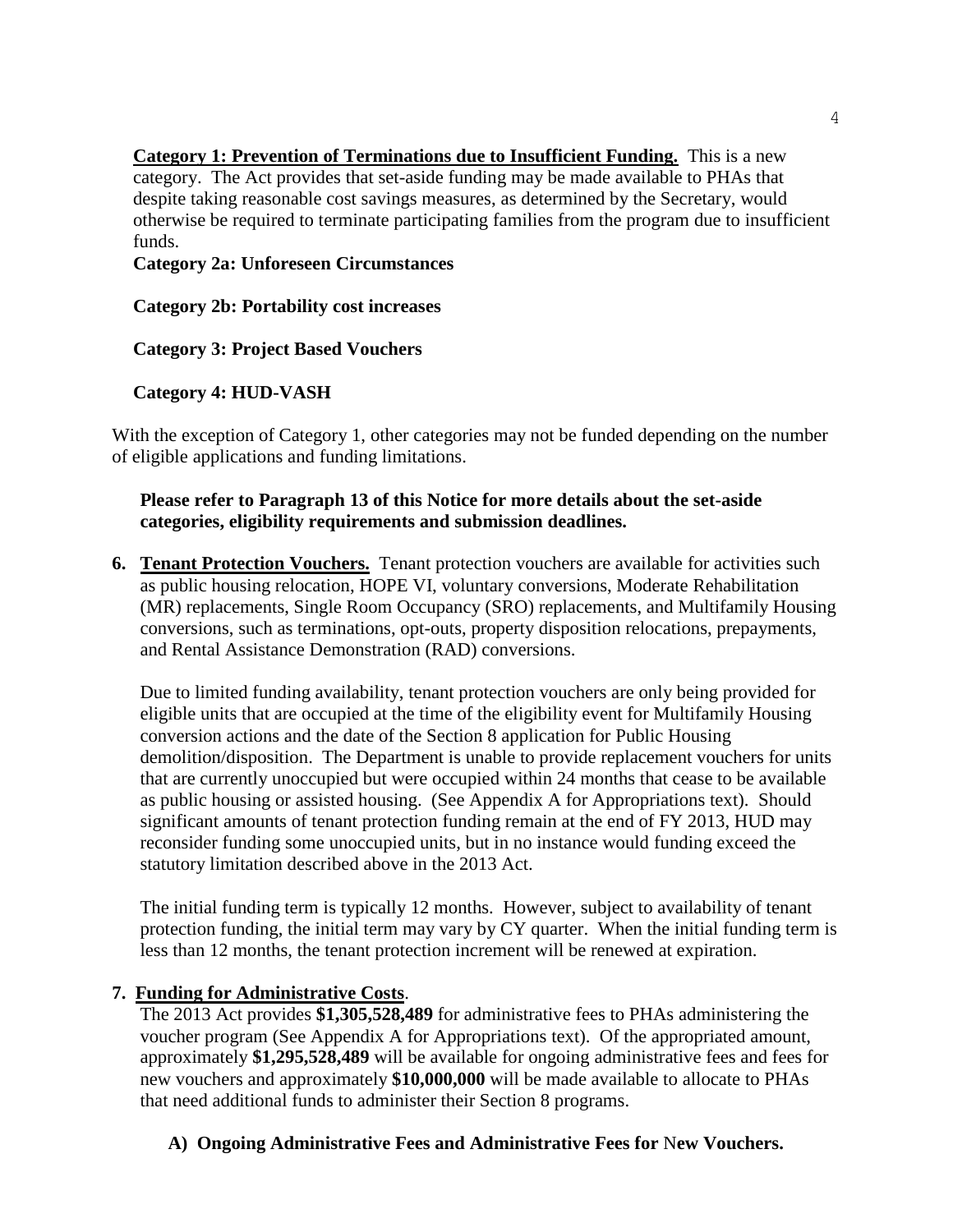**Category 1: Prevention of Terminations due to Insufficient Funding.** This is a new category. The Act provides that set-aside funding may be made available to PHAs that despite taking reasonable cost savings measures, as determined by the Secretary, would otherwise be required to terminate participating families from the program due to insufficient funds.

**Category 2a: Unforeseen Circumstances**

**Category 2b: Portability cost increases**

**Category 3: Project Based Vouchers**

**Category 4: HUD-VASH**

With the exception of Category 1, other categories may not be funded depending on the number of eligible applications and funding limitations.

**Please refer to Paragraph 13 of this Notice for more details about the set-aside categories, eligibility requirements and submission deadlines.**

**6. Tenant Protection Vouchers.** Tenant protection vouchers are available for activities such as public housing relocation, HOPE VI, voluntary conversions, Moderate Rehabilitation (MR) replacements, Single Room Occupancy (SRO) replacements, and Multifamily Housing conversions, such as terminations, opt-outs, property disposition relocations, prepayments, and Rental Assistance Demonstration (RAD) conversions.

Due to limited funding availability, tenant protection vouchers are only being provided for eligible units that are occupied at the time of the eligibility event for Multifamily Housing conversion actions and the date of the Section 8 application for Public Housing demolition/disposition. The Department is unable to provide replacement vouchers for units that are currently unoccupied but were occupied within 24 months that cease to be available as public housing or assisted housing. (See Appendix A for Appropriations text). Should significant amounts of tenant protection funding remain at the end of FY 2013, HUD may reconsider funding some unoccupied units, but in no instance would funding exceed the statutory limitation described above in the 2013 Act.

The initial funding term is typically 12 months. However, subject to availability of tenant protection funding, the initial term may vary by CY quarter. When the initial funding term is less than 12 months, the tenant protection increment will be renewed at expiration.

**7. Funding for Administrative Costs**.

The 2013 Act provides **$1,305,528,489** for administrative fees to PHAs administering the voucher program (See Appendix A for Appropriations text). Of the appropriated amount, approximately **$1,295,528,489** will be available for ongoing administrative fees and fees for new vouchers and approximately **$10,000,000** will be made available to allocate to PHAs that need additional funds to administer their Section 8 programs.

**A) Ongoing Administrative Fees and Administrative Fees for New Vouchers.**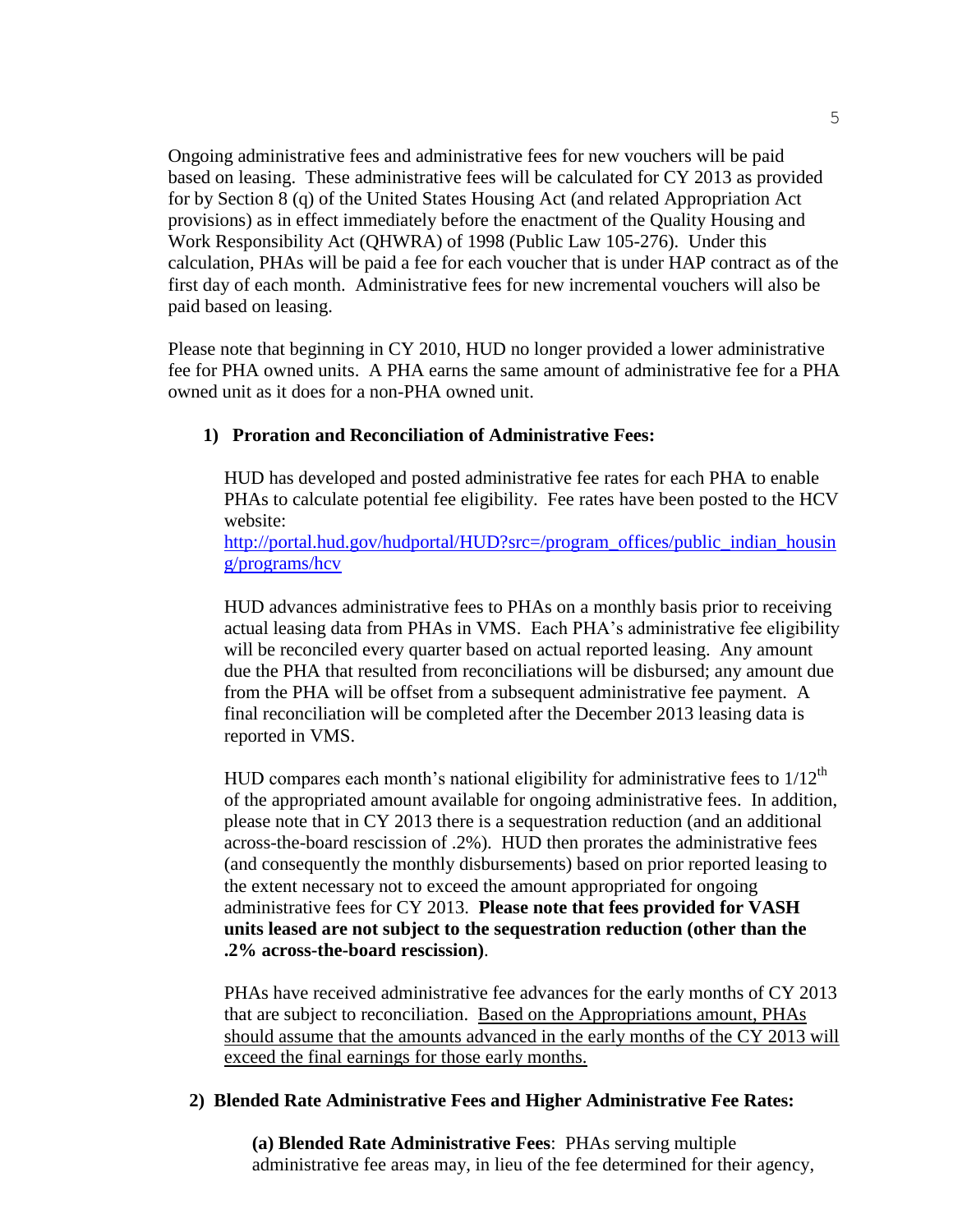Ongoing administrative fees and administrative fees for new vouchers will be paid based on leasing. These administrative fees will be calculated for CY 2013 as provided for by Section 8 (q) of the United States Housing Act (and related Appropriation Act provisions) as in effect immediately before the enactment of the Quality Housing and Work Responsibility Act (QHWRA) of 1998 (Public Law 105-276). Under this calculation, PHAs will be paid a fee for each voucher that is under HAP contract as of the first day of each month. Administrative fees for new incremental vouchers will also be paid based on leasing.

Please note that beginning in CY 2010, HUD no longer provided a lower administrative fee for PHA owned units. A PHA earns the same amount of administrative fee for a PHA owned unit as it does for a non-PHA owned unit.

**1) Proration and Reconciliation of Administrative Fees:**

HUD has developed and posted administrative fee rates for each PHA to enable PHAs to calculate potential fee eligibility. Fee rates have been posted to the HCV website:
http://portal.hud.gov/hudportal/HUD?src=/program_offices/public_indian_housing/programs/hcv

HUD advances administrative fees to PHAs on a monthly basis prior to receiving actual leasing data from PHAs in VMS. Each PHA's administrative fee eligibility will be reconciled every quarter based on actual reported leasing. Any amount due the PHA that resulted from reconciliations will be disbursed; any amount due from the PHA will be offset from a subsequent administrative fee payment. A final reconciliation will be completed after the December 2013 leasing data is reported in VMS.

HUD compares each month's national eligibility for administrative fees to $1/12^{th}$ of the appropriated amount available for ongoing administrative fees. In addition, please note that in CY 2013 there is a sequestration reduction (and an additional across-the-board rescission of .2%). HUD then prorates the administrative fees (and consequently the monthly disbursements) based on prior reported leasing to the extent necessary not to exceed the amount appropriated for ongoing administrative fees for CY 2013. **Please note that fees provided for VASH units leased are not subject to the sequestration reduction (other than the .2% across-the-board rescission)**.

PHAs have received administrative fee advances for the early months of CY 2013 that are subject to reconciliation. Based on the Appropriations amount, PHAs should assume that the amounts advanced in the early months of the CY 2013 will exceed the final earnings for those early months.

**2) Blended Rate Administrative Fees and Higher Administrative Fee Rates:**

**(a) Blended Rate Administrative Fees**: PHAs serving multiple administrative fee areas may, in lieu of the fee determined for their agency,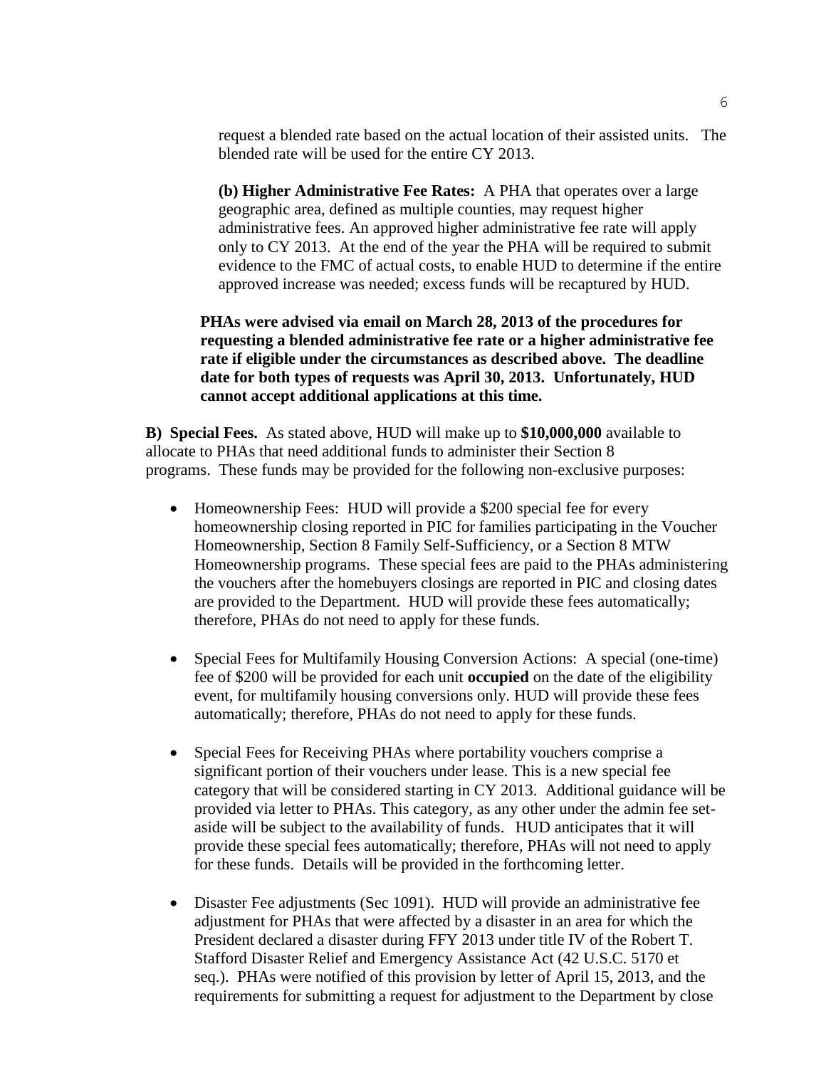request a blended rate based on the actual location of their assisted units. The blended rate will be used for the entire CY 2013.

**(b) Higher Administrative Fee Rates:** A PHA that operates over a large geographic area, defined as multiple counties, may request higher administrative fees. An approved higher administrative fee rate will apply only to CY 2013. At the end of the year the PHA will be required to submit evidence to the FMC of actual costs, to enable HUD to determine if the entire approved increase was needed; excess funds will be recaptured by HUD.

**PHAs were advised via email on March 28, 2013 of the procedures for requesting a blended administrative fee rate or a higher administrative fee rate if eligible under the circumstances as described above. The deadline date for both types of requests was April 30, 2013. Unfortunately, HUD cannot accept additional applications at this time.**

**B) Special Fees.** As stated above, HUD will make up to **$10,000,000** available to allocate to PHAs that need additional funds to administer their Section 8 programs. These funds may be provided for the following non-exclusive purposes:

- Homeownership Fees: HUD will provide a $200 special fee for every homeownership closing reported in PIC for families participating in the Voucher Homeownership, Section 8 Family Self-Sufficiency, or a Section 8 MTW Homeownership programs. These special fees are paid to the PHAs administering the vouchers after the homebuyers closings are reported in PIC and closing dates are provided to the Department. HUD will provide these fees automatically; therefore, PHAs do not need to apply for these funds.

- Special Fees for Multifamily Housing Conversion Actions: A special (one-time) fee of $200 will be provided for each unit **occupied** on the date of the eligibility event, for multifamily housing conversions only. HUD will provide these fees automatically; therefore, PHAs do not need to apply for these funds.

- Special Fees for Receiving PHAs where portability vouchers comprise a significant portion of their vouchers under lease. This is a new special fee category that will be considered starting in CY 2013. Additional guidance will be provided via letter to PHAs. This category, as any other under the admin fee set-aside will be subject to the availability of funds. HUD anticipates that it will provide these special fees automatically; therefore, PHAs will not need to apply for these funds. Details will be provided in the forthcoming letter.

- Disaster Fee adjustments (Sec 1091). HUD will provide an administrative fee adjustment for PHAs that were affected by a disaster in an area for which the President declared a disaster during FFY 2013 under title IV of the Robert T. Stafford Disaster Relief and Emergency Assistance Act (42 U.S.C. 5170 et seq.). PHAs were notified of this provision by letter of April 15, 2013, and the requirements for submitting a request for adjustment to the Department by close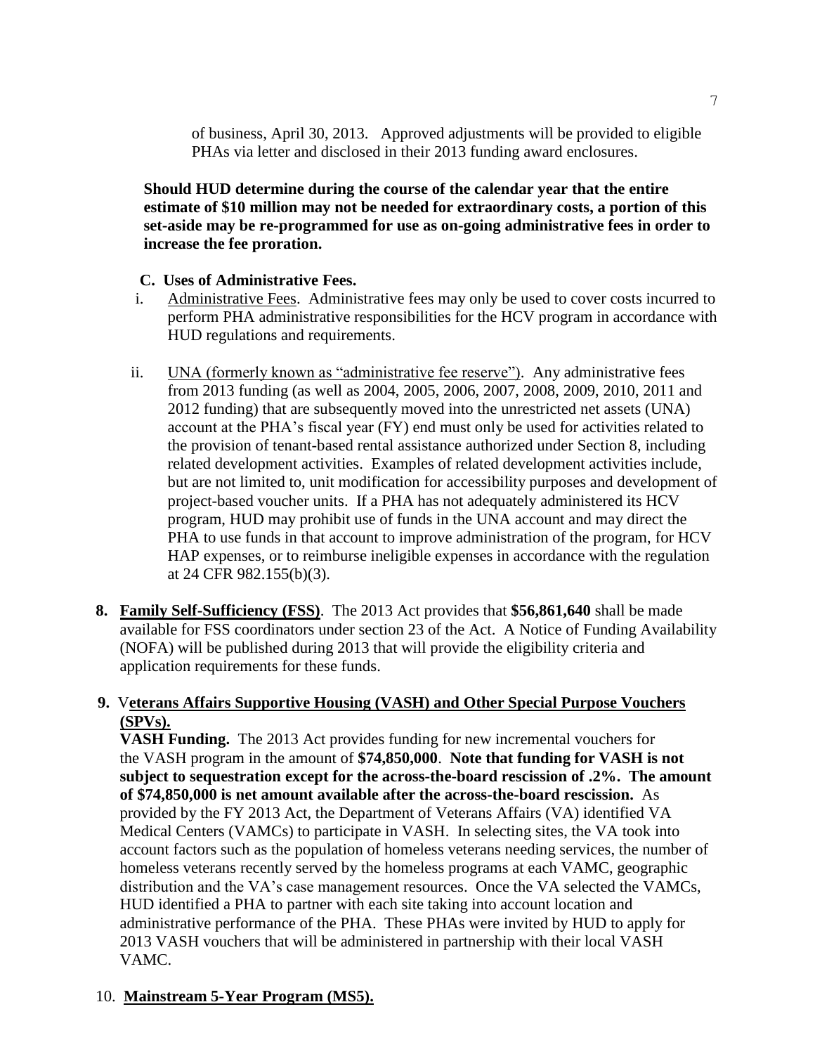of business, April 30, 2013. Approved adjustments will be provided to eligible PHAs via letter and disclosed in their 2013 funding award enclosures.

**Should HUD determine during the course of the calendar year that the entire estimate of $10 million may not be needed for extraordinary costs, a portion of this set-aside may be re-programmed for use as on-going administrative fees in order to increase the fee proration.**

**C. Uses of Administrative Fees.**

i. Administrative Fees. Administrative fees may only be used to cover costs incurred to perform PHA administrative responsibilities for the HCV program in accordance with HUD regulations and requirements.

ii. UNA (formerly known as "administrative fee reserve"). Any administrative fees from 2013 funding (as well as 2004, 2005, 2006, 2007, 2008, 2009, 2010, 2011 and 2012 funding) that are subsequently moved into the unrestricted net assets (UNA) account at the PHA's fiscal year (FY) end must only be used for activities related to the provision of tenant-based rental assistance authorized under Section 8, including related development activities. Examples of related development activities include, but are not limited to, unit modification for accessibility purposes and development of project-based voucher units. If a PHA has not adequately administered its HCV program, HUD may prohibit use of funds in the UNA account and may direct the PHA to use funds in that account to improve administration of the program, for HCV HAP expenses, or to reimburse ineligible expenses in accordance with the regulation at 24 CFR 982.155(b)(3).

8. **Family Self-Sufficiency (FSS)**. The 2013 Act provides that **$56,861,640** shall be made available for FSS coordinators under section 23 of the Act. A Notice of Funding Availability (NOFA) will be published during 2013 that will provide the eligibility criteria and application requirements for these funds.

9. **Veterans Affairs Supportive Housing (VASH) and Other Special Purpose Vouchers (SPVs).**

**VASH Funding.** The 2013 Act provides funding for new incremental vouchers for the VASH program in the amount of **$74,850,000**. **Note that funding for VASH is not subject to sequestration except for the across-the-board rescission of .2%. The amount of $74,850,000 is net amount available after the across-the-board rescission.** As provided by the FY 2013 Act, the Department of Veterans Affairs (VA) identified VA Medical Centers (VAMCs) to participate in VASH. In selecting sites, the VA took into account factors such as the population of homeless veterans needing services, the number of homeless veterans recently served by the homeless programs at each VAMC, geographic distribution and the VA's case management resources. Once the VA selected the VAMCs, HUD identified a PHA to partner with each site taking into account location and administrative performance of the PHA. These PHAs were invited by HUD to apply for 2013 VASH vouchers that will be administered in partnership with their local VASH VAMC.

10. **Mainstream 5-Year Program (MS5).**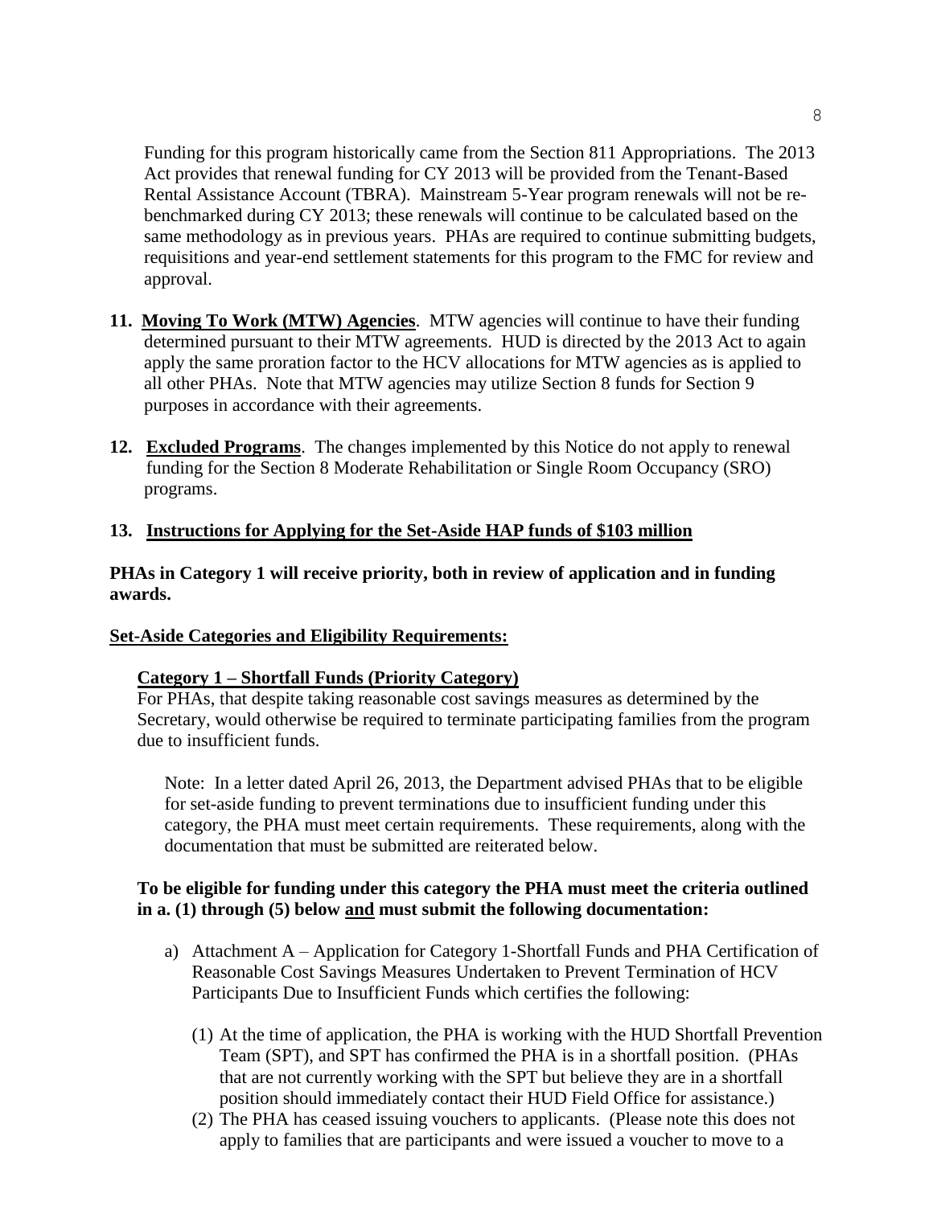Funding for this program historically came from the Section 811 Appropriations. The 2013 Act provides that renewal funding for CY 2013 will be provided from the Tenant-Based Rental Assistance Account (TBRA). Mainstream 5-Year program renewals will not be re-benchmarked during CY 2013; these renewals will continue to be calculated based on the same methodology as in previous years. PHAs are required to continue submitting budgets, requisitions and year-end settlement statements for this program to the FMC for review and approval.

11. **Moving To Work (MTW) Agencies**. MTW agencies will continue to have their funding determined pursuant to their MTW agreements. HUD is directed by the 2013 Act to again apply the same proration factor to the HCV allocations for MTW agencies as is applied to all other PHAs. Note that MTW agencies may utilize Section 8 funds for Section 9 purposes in accordance with their agreements.

12. **Excluded Programs**. The changes implemented by this Notice do not apply to renewal funding for the Section 8 Moderate Rehabilitation or Single Room Occupancy (SRO) programs.

13. **Instructions for Applying for the Set-Aside HAP funds of $103 million**

**PHAs in Category 1 will receive priority, both in review of application and in funding awards.**

**Set-Aside Categories and Eligibility Requirements:**

**Category 1 – Shortfall Funds (Priority Category)**

For PHAs, that despite taking reasonable cost savings measures as determined by the Secretary, would otherwise be required to terminate participating families from the program due to insufficient funds.

Note: In a letter dated April 26, 2013, the Department advised PHAs that to be eligible for set-aside funding to prevent terminations due to insufficient funding under this category, the PHA must meet certain requirements. These requirements, along with the documentation that must be submitted are reiterated below.

**To be eligible for funding under this category the PHA must meet the criteria outlined in a. (1) through (5) below and must submit the following documentation:**

a) Attachment A – Application for Category 1-Shortfall Funds and PHA Certification of Reasonable Cost Savings Measures Undertaken to Prevent Termination of HCV Participants Due to Insufficient Funds which certifies the following:

   (1) At the time of application, the PHA is working with the HUD Shortfall Prevention Team (SPT), and SPT has confirmed the PHA is in a shortfall position. (PHAs that are not currently working with the SPT but believe they are in a shortfall position should immediately contact their HUD Field Office for assistance.)

   (2) The PHA has ceased issuing vouchers to applicants. (Please note this does not apply to families that are participants and were issued a voucher to move to a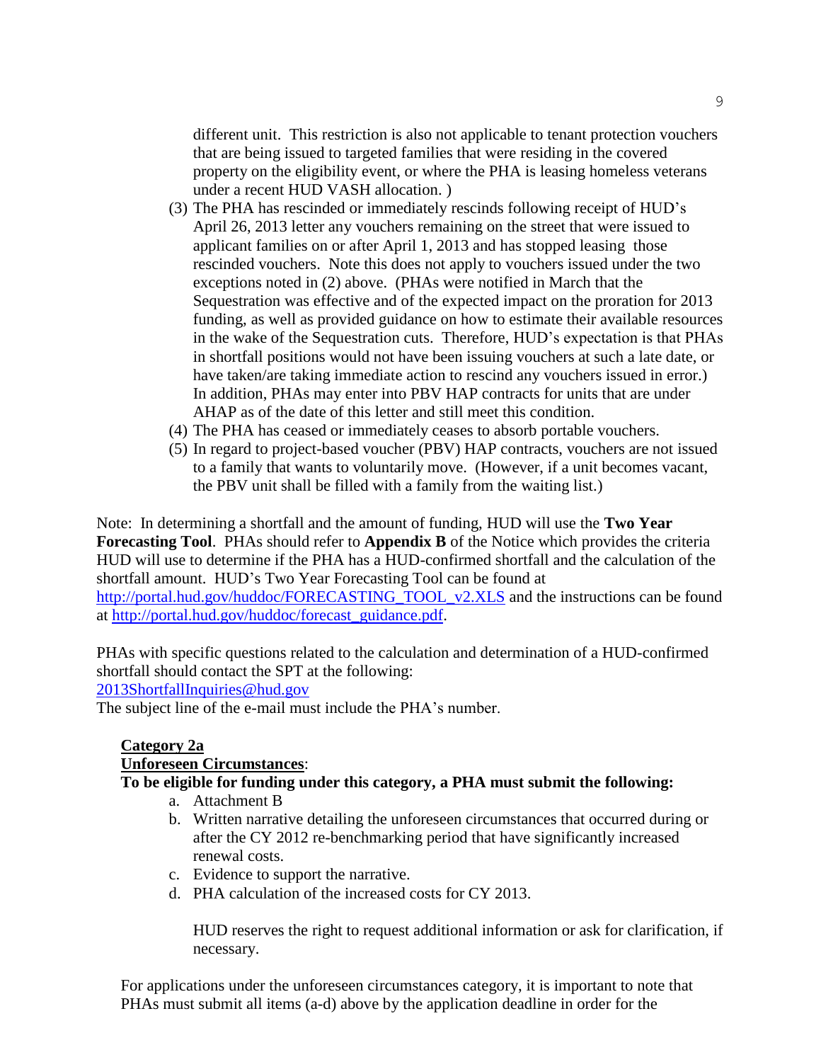different unit. This restriction is also not applicable to tenant protection vouchers that are being issued to targeted families that were residing in the covered property on the eligibility event, or where the PHA is leasing homeless veterans under a recent HUD VASH allocation. )

(3) The PHA has rescinded or immediately rescinds following receipt of HUD's April 26, 2013 letter any vouchers remaining on the street that were issued to applicant families on or after April 1, 2013 and has stopped leasing those rescinded vouchers. Note this does not apply to vouchers issued under the two exceptions noted in (2) above. (PHAs were notified in March that the Sequestration was effective and of the expected impact on the proration for 2013 funding, as well as provided guidance on how to estimate their available resources in the wake of the Sequestration cuts. Therefore, HUD's expectation is that PHAs in shortfall positions would not have been issuing vouchers at such a late date, or have taken/are taking immediate action to rescind any vouchers issued in error.) In addition, PHAs may enter into PBV HAP contracts for units that are under AHAP as of the date of this letter and still meet this condition.

(4) The PHA has ceased or immediately ceases to absorb portable vouchers.

(5) In regard to project-based voucher (PBV) HAP contracts, vouchers are not issued to a family that wants to voluntarily move. (However, if a unit becomes vacant, the PBV unit shall be filled with a family from the waiting list.)

Note: In determining a shortfall and the amount of funding, HUD will use the **Two Year Forecasting Tool**. PHAs should refer to **Appendix B** of the Notice which provides the criteria HUD will use to determine if the PHA has a HUD-confirmed shortfall and the calculation of the shortfall amount. HUD's Two Year Forecasting Tool can be found at http://portal.hud.gov/huddoc/FORECASTING_TOOL_v2.XLS and the instructions can be found at http://portal.hud.gov/huddoc/forecast_guidance.pdf.

PHAs with specific questions related to the calculation and determination of a HUD-confirmed shortfall should contact the SPT at the following:
2013ShortfallInquiries@hud.gov
The subject line of the e-mail must include the PHA's number.

**Category 2a**
**Unforeseen Circumstances**:
**To be eligible for funding under this category, a PHA must submit the following:**

a. Attachment B
b. Written narrative detailing the unforeseen circumstances that occurred during or after the CY 2012 re-benchmarking period that have significantly increased renewal costs.
c. Evidence to support the narrative.
d. PHA calculation of the increased costs for CY 2013.

HUD reserves the right to request additional information or ask for clarification, if necessary.

For applications under the unforeseen circumstances category, it is important to note that PHAs must submit all items (a-d) above by the application deadline in order for the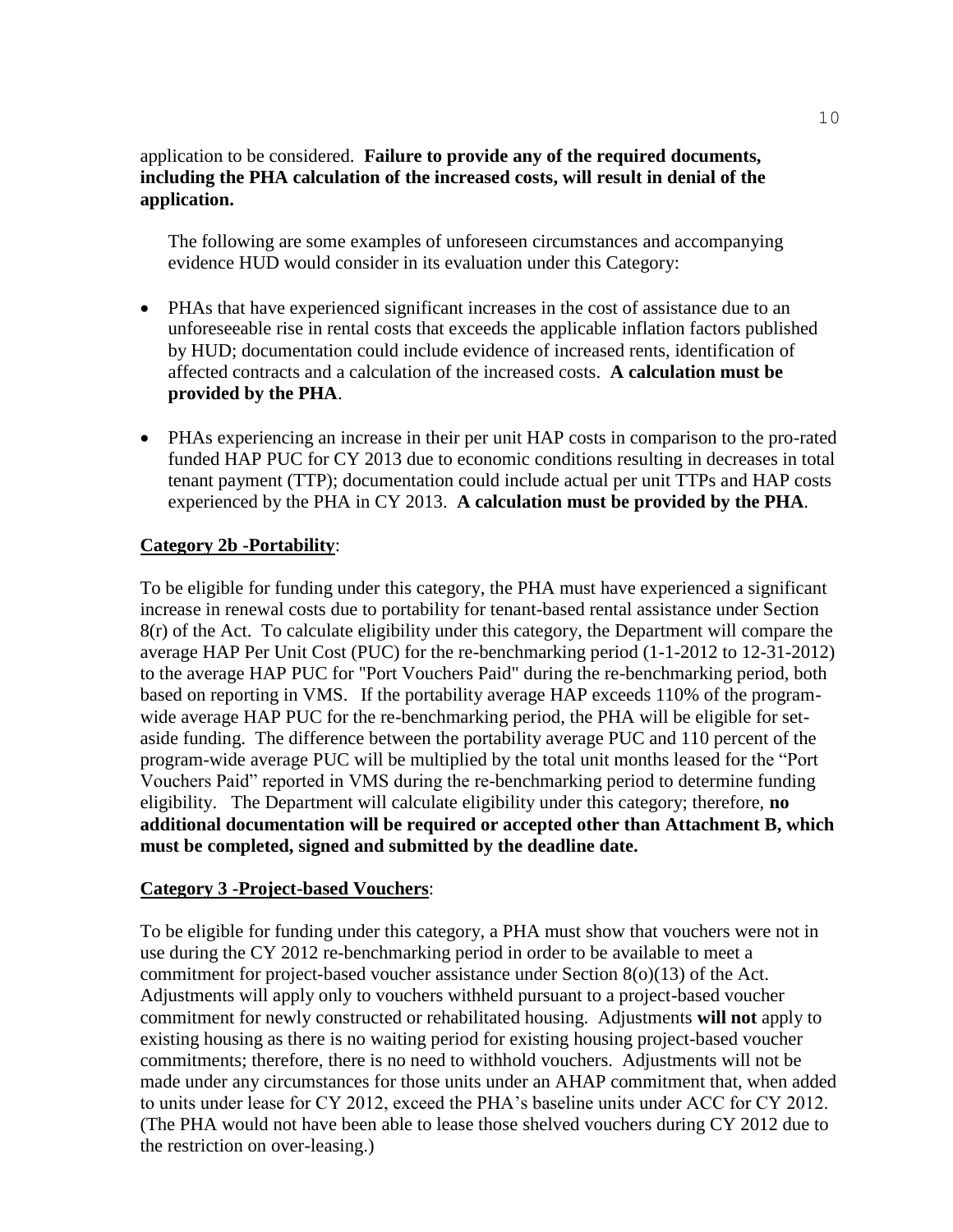application to be considered. **Failure to provide any of the required documents, including the PHA calculation of the increased costs, will result in denial of the application.**

The following are some examples of unforeseen circumstances and accompanying evidence HUD would consider in its evaluation under this Category:

- PHAs that have experienced significant increases in the cost of assistance due to an unforeseeable rise in rental costs that exceeds the applicable inflation factors published by HUD; documentation could include evidence of increased rents, identification of affected contracts and a calculation of the increased costs. **A calculation must be provided by the PHA**.
- PHAs experiencing an increase in their per unit HAP costs in comparison to the pro-rated funded HAP PUC for CY 2013 due to economic conditions resulting in decreases in total tenant payment (TTP); documentation could include actual per unit TTPs and HAP costs experienced by the PHA in CY 2013. **A calculation must be provided by the PHA**.

**Category 2b -Portability**:

To be eligible for funding under this category, the PHA must have experienced a significant increase in renewal costs due to portability for tenant-based rental assistance under Section 8(r) of the Act. To calculate eligibility under this category, the Department will compare the average HAP Per Unit Cost (PUC) for the re-benchmarking period (1-1-2012 to 12-31-2012) to the average HAP PUC for "Port Vouchers Paid" during the re-benchmarking period, both based on reporting in VMS. If the portability average HAP exceeds 110% of the program-wide average HAP PUC for the re-benchmarking period, the PHA will be eligible for set-aside funding. The difference between the portability average PUC and 110 percent of the program-wide average PUC will be multiplied by the total unit months leased for the "Port Vouchers Paid" reported in VMS during the re-benchmarking period to determine funding eligibility. The Department will calculate eligibility under this category; therefore, **no additional documentation will be required or accepted other than Attachment B, which must be completed, signed and submitted by the deadline date.**

**Category 3 -Project-based Vouchers**:

To be eligible for funding under this category, a PHA must show that vouchers were not in use during the CY 2012 re-benchmarking period in order to be available to meet a commitment for project-based voucher assistance under Section 8(o)(13) of the Act. Adjustments will apply only to vouchers withheld pursuant to a project-based voucher commitment for newly constructed or rehabilitated housing. Adjustments **will not** apply to existing housing as there is no waiting period for existing housing project-based voucher commitments; therefore, there is no need to withhold vouchers. Adjustments will not be made under any circumstances for those units under an AHAP commitment that, when added to units under lease for CY 2012, exceed the PHA's baseline units under ACC for CY 2012. (The PHA would not have been able to lease those shelved vouchers during CY 2012 due to the restriction on over-leasing.)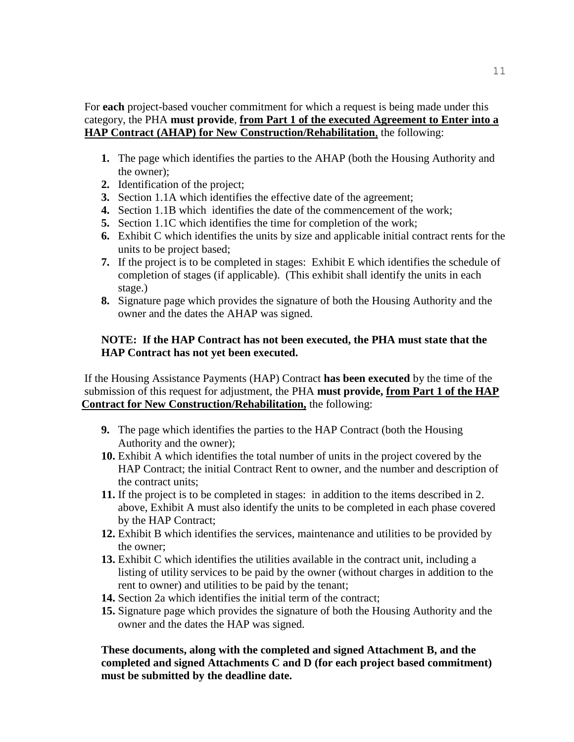For **each** project-based voucher commitment for which a request is being made under this category, the PHA **must provide**, **<u>from Part 1 of the executed Agreement to Enter into a HAP Contract (AHAP) for New Construction/Rehabilitation</u>**, the following:

1. The page which identifies the parties to the AHAP (both the Housing Authority and the owner);
2. Identification of the project;
3. Section 1.1A which identifies the effective date of the agreement;
4. Section 1.1B which identifies the date of the commencement of the work;
5. Section 1.1C which identifies the time for completion of the work;
6. Exhibit C which identifies the units by size and applicable initial contract rents for the units to be project based;
7. If the project is to be completed in stages: Exhibit E which identifies the schedule of completion of stages (if applicable). (This exhibit shall identify the units in each stage.)
8. Signature page which provides the signature of both the Housing Authority and the owner and the dates the AHAP was signed.

**NOTE: If the HAP Contract has not been executed, the PHA must state that the HAP Contract has not yet been executed.**

If the Housing Assistance Payments (HAP) Contract **has been executed** by the time of the submission of this request for adjustment, the PHA **must provide, <u>from Part 1 of the HAP Contract for New Construction/Rehabilitation,</u>** the following:

9. The page which identifies the parties to the HAP Contract (both the Housing Authority and the owner);
10. Exhibit A which identifies the total number of units in the project covered by the HAP Contract; the initial Contract Rent to owner, and the number and description of the contract units;
11. If the project is to be completed in stages: in addition to the items described in 2. above, Exhibit A must also identify the units to be completed in each phase covered by the HAP Contract;
12. Exhibit B which identifies the services, maintenance and utilities to be provided by the owner;
13. Exhibit C which identifies the utilities available in the contract unit, including a listing of utility services to be paid by the owner (without charges in addition to the rent to owner) and utilities to be paid by the tenant;
14. Section 2a which identifies the initial term of the contract;
15. Signature page which provides the signature of both the Housing Authority and the owner and the dates the HAP was signed.

**These documents, along with the completed and signed Attachment B, and the completed and signed Attachments C and D (for each project based commitment) must be submitted by the deadline date.**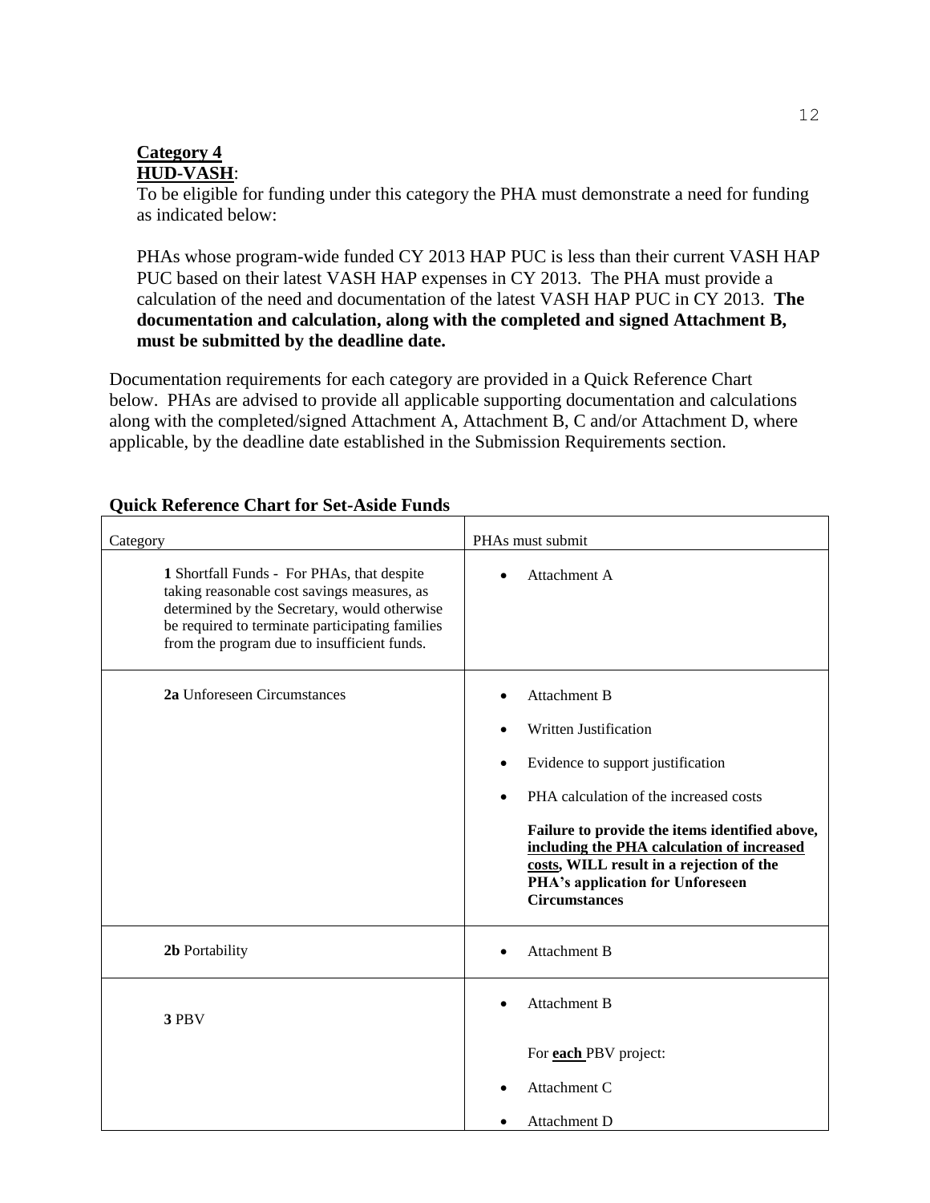**<u>Category 4</u>**
**<u>HUD-VASH</u>**:

To be eligible for funding under this category the PHA must demonstrate a need for funding as indicated below:

PHAs whose program-wide funded CY 2013 HAP PUC is less than their current VASH HAP PUC based on their latest VASH HAP expenses in CY 2013. The PHA must provide a calculation of the need and documentation of the latest VASH HAP PUC in CY 2013. **The documentation and calculation, along with the completed and signed Attachment B, must be submitted by the deadline date.**

Documentation requirements for each category are provided in a Quick Reference Chart below. PHAs are advised to provide all applicable supporting documentation and calculations along with the completed/signed Attachment A, Attachment B, C and/or Attachment D, where applicable, by the deadline date established in the Submission Requirements section.

**Quick Reference Chart for Set-Aside Funds**

| Category | PHAs must submit |
|---|---|
| **1** Shortfall Funds - For PHAs, that despite taking reasonable cost savings measures, as determined by the Secretary, would otherwise be required to terminate participating families from the program due to insufficient funds. | • Attachment A |
| **2a** Unforeseen Circumstances | • Attachment B<br>• Written Justification<br>• Evidence to support justification<br>• PHA calculation of the increased costs<br>**Failure to provide the items identified above, <u>including the PHA calculation of increased costs</u>, WILL result in a rejection of the PHA's application for Unforeseen Circumstances** |
| **2b** Portability | • Attachment B |
| **3** PBV | • Attachment B<br>For **<u>each</u>** PBV project:<br>• Attachment C<br>• Attachment D |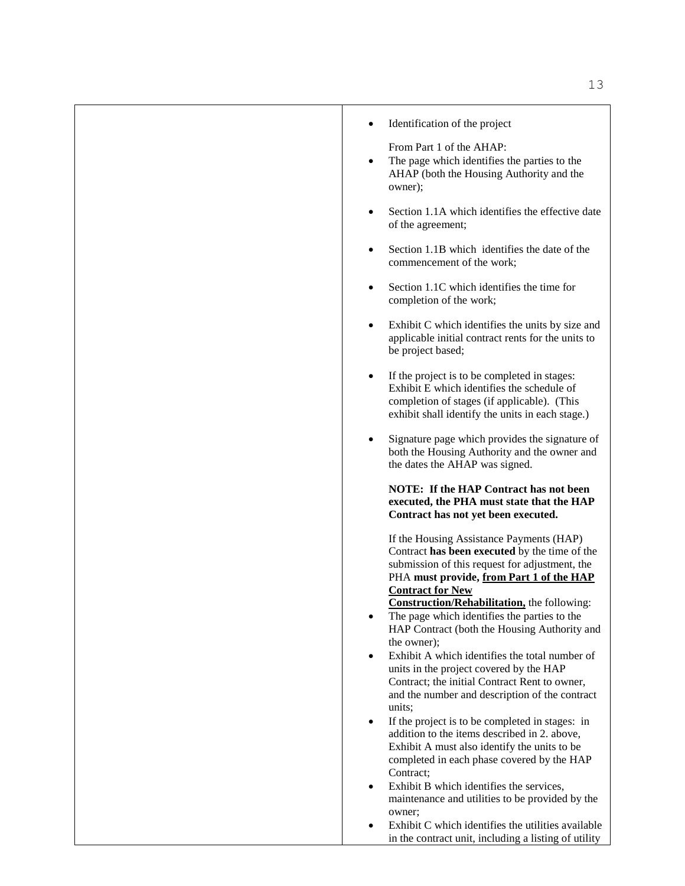| | • Identification of the project<br><br>From Part 1 of the AHAP:<br>• The page which identifies the parties to the AHAP (both the Housing Authority and the owner);<br><br>• Section 1.1A which identifies the effective date of the agreement;<br><br>• Section 1.1B which identifies the date of the commencement of the work;<br><br>• Section 1.1C which identifies the time for completion of the work;<br><br>• Exhibit C which identifies the units by size and applicable initial contract rents for the units to be project based;<br><br>• If the project is to be completed in stages: Exhibit E which identifies the schedule of completion of stages (if applicable). (This exhibit shall identify the units in each stage.)<br><br>• Signature page which provides the signature of both the Housing Authority and the owner and the dates the AHAP was signed.<br><br>**NOTE: If the HAP Contract has not been executed, the PHA must state that the HAP Contract has not yet been executed.**<br><br>If the Housing Assistance Payments (HAP) Contract **has been executed** by the time of the submission of this request for adjustment, the PHA **must provide, <u>from Part 1 of the HAP Contract for New Construction/Rehabilitation,</u>** the following:<br>• The page which identifies the parties to the HAP Contract (both the Housing Authority and the owner);<br>• Exhibit A which identifies the total number of units in the project covered by the HAP Contract; the initial Contract Rent to owner, and the number and description of the contract units;<br>• If the project is to be completed in stages: in addition to the items described in 2. above, Exhibit A must also identify the units to be completed in each phase covered by the HAP Contract;<br>• Exhibit B which identifies the services, maintenance and utilities to be provided by the owner;<br>• Exhibit C which identifies the utilities available in the contract unit, including a listing of utility |
|---|---|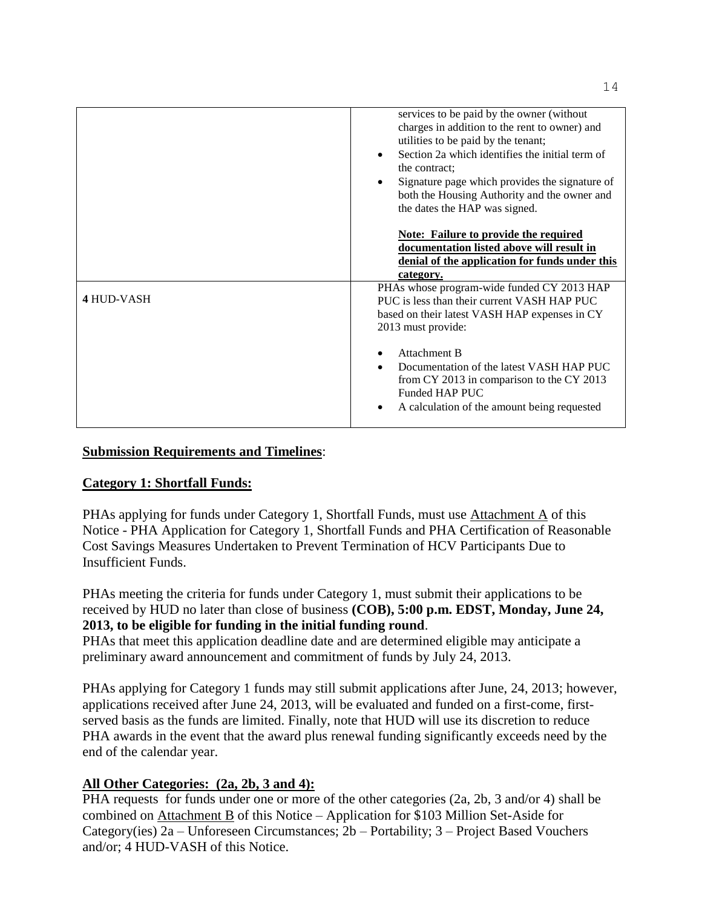| | |
|---|---|
| | services to be paid by the owner (without charges in addition to the rent to owner) and utilities to be paid by the tenant;<br>• Section 2a which identifies the initial term of the contract;<br>• Signature page which provides the signature of both the Housing Authority and the owner and the dates the HAP was signed.<br><br>**Note: Failure to provide the required documentation listed above will result in denial of the application for funds under this category.** |
| **4** HUD-VASH | PHAs whose program-wide funded CY 2013 HAP PUC is less than their current VASH HAP PUC based on their latest VASH HAP expenses in CY 2013 must provide:<br><br>• Attachment B<br>• Documentation of the latest VASH HAP PUC from CY 2013 in comparison to the CY 2013 Funded HAP PUC<br>• A calculation of the amount being requested |

**Submission Requirements and Timelines**:

**Category 1: Shortfall Funds:**

PHAs applying for funds under Category 1, Shortfall Funds, must use Attachment A of this Notice - PHA Application for Category 1, Shortfall Funds and PHA Certification of Reasonable Cost Savings Measures Undertaken to Prevent Termination of HCV Participants Due to Insufficient Funds.

PHAs meeting the criteria for funds under Category 1, must submit their applications to be received by HUD no later than close of business **(COB), 5:00 p.m. EDST, Monday, June 24, 2013, to be eligible for funding in the initial funding round**.
PHAs that meet this application deadline date and are determined eligible may anticipate a preliminary award announcement and commitment of funds by July 24, 2013.

PHAs applying for Category 1 funds may still submit applications after June, 24, 2013; however, applications received after June 24, 2013, will be evaluated and funded on a first-come, first-served basis as the funds are limited. Finally, note that HUD will use its discretion to reduce PHA awards in the event that the award plus renewal funding significantly exceeds need by the end of the calendar year.

**All Other Categories: (2a, 2b, 3 and 4):**

PHA requests for funds under one or more of the other categories (2a, 2b, 3 and/or 4) shall be combined on Attachment B of this Notice – Application for $103 Million Set-Aside for Category(ies) 2a – Unforeseen Circumstances; 2b – Portability; 3 – Project Based Vouchers and/or; 4 HUD-VASH of this Notice.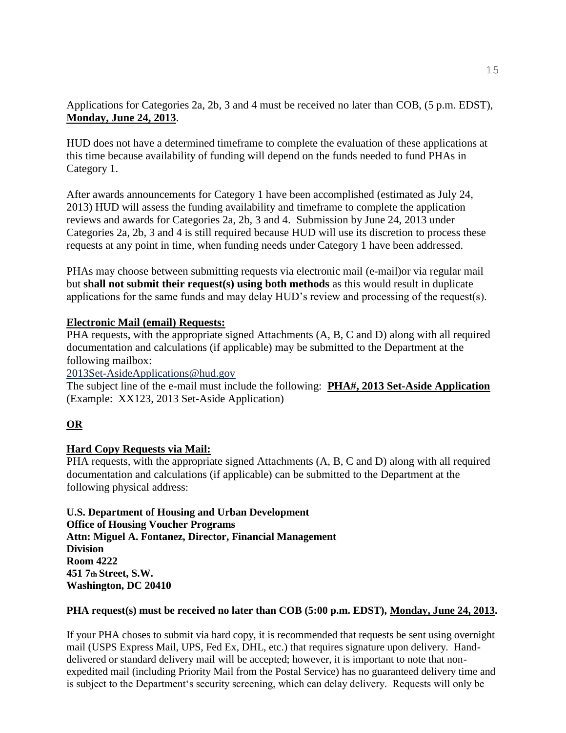Applications for Categories 2a, 2b, 3 and 4 must be received no later than COB, (5 p.m. EDST), **Monday, June 24, 2013**.

HUD does not have a determined timeframe to complete the evaluation of these applications at this time because availability of funding will depend on the funds needed to fund PHAs in Category 1.

After awards announcements for Category 1 have been accomplished (estimated as July 24, 2013) HUD will assess the funding availability and timeframe to complete the application reviews and awards for Categories 2a, 2b, 3 and 4. Submission by June 24, 2013 under Categories 2a, 2b, 3 and 4 is still required because HUD will use its discretion to process these requests at any point in time, when funding needs under Category 1 have been addressed.

PHAs may choose between submitting requests via electronic mail (e-mail)or via regular mail but **shall not submit their request(s) using both methods** as this would result in duplicate applications for the same funds and may delay HUD's review and processing of the request(s).

**Electronic Mail (email) Requests:**

PHA requests, with the appropriate signed Attachments (A, B, C and D) along with all required documentation and calculations (if applicable) may be submitted to the Department at the following mailbox:

2013Set-AsideApplications@hud.gov

The subject line of the e-mail must include the following: **PHA#, 2013 Set-Aside Application** (Example: XX123, 2013 Set-Aside Application)

**OR**

**Hard Copy Requests via Mail:**

PHA requests, with the appropriate signed Attachments (A, B, C and D) along with all required documentation and calculations (if applicable) can be submitted to the Department at the following physical address:

**U.S. Department of Housing and Urban Development**
**Office of Housing Voucher Programs**
**Attn: Miguel A. Fontanez, Director, Financial Management Division**
**Room 4222**
**451 7th Street, S.W.**
**Washington, DC 20410**

**PHA request(s) must be received no later than COB (5:00 p.m. EDST), Monday, June 24, 2013.**

If your PHA choses to submit via hard copy, it is recommended that requests be sent using overnight mail (USPS Express Mail, UPS, Fed Ex, DHL, etc.) that requires signature upon delivery. Hand-delivered or standard delivery mail will be accepted; however, it is important to note that non-expedited mail (including Priority Mail from the Postal Service) has no guaranteed delivery time and is subject to the Department's security screening, which can delay delivery. Requests will only be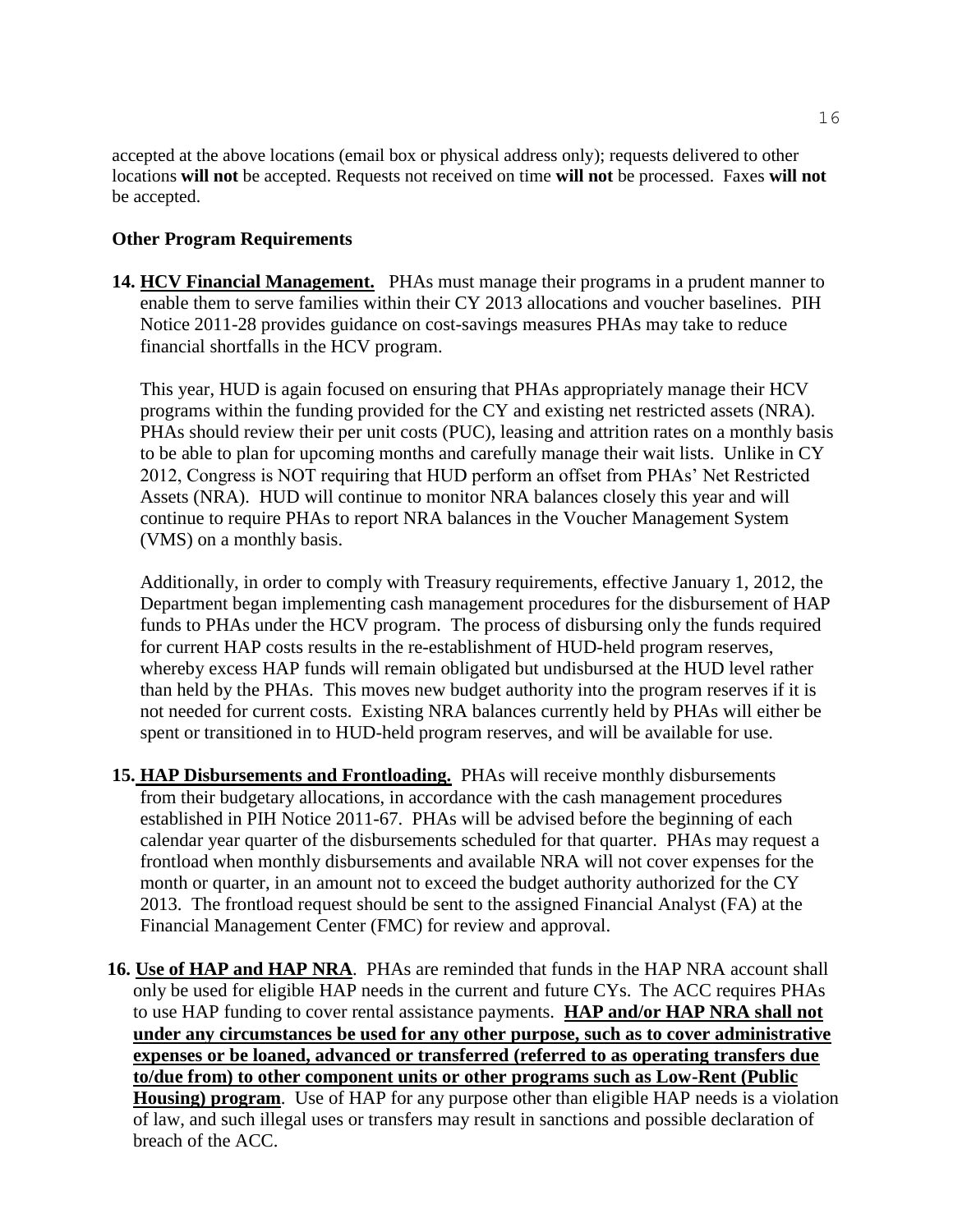accepted at the above locations (email box or physical address only); requests delivered to other locations **will not** be accepted. Requests not received on time **will not** be processed. Faxes **will not** be accepted.

**Other Program Requirements**

14. **HCV Financial Management.** PHAs must manage their programs in a prudent manner to enable them to serve families within their CY 2013 allocations and voucher baselines. PIH Notice 2011-28 provides guidance on cost-savings measures PHAs may take to reduce financial shortfalls in the HCV program.

    This year, HUD is again focused on ensuring that PHAs appropriately manage their HCV programs within the funding provided for the CY and existing net restricted assets (NRA). PHAs should review their per unit costs (PUC), leasing and attrition rates on a monthly basis to be able to plan for upcoming months and carefully manage their wait lists. Unlike in CY 2012, Congress is NOT requiring that HUD perform an offset from PHAs' Net Restricted Assets (NRA). HUD will continue to monitor NRA balances closely this year and will continue to require PHAs to report NRA balances in the Voucher Management System (VMS) on a monthly basis.

    Additionally, in order to comply with Treasury requirements, effective January 1, 2012, the Department began implementing cash management procedures for the disbursement of HAP funds to PHAs under the HCV program. The process of disbursing only the funds required for current HAP costs results in the re-establishment of HUD-held program reserves, whereby excess HAP funds will remain obligated but undisbursed at the HUD level rather than held by the PHAs. This moves new budget authority into the program reserves if it is not needed for current costs. Existing NRA balances currently held by PHAs will either be spent or transitioned in to HUD-held program reserves, and will be available for use.

15. **HAP Disbursements and Frontloading.** PHAs will receive monthly disbursements from their budgetary allocations, in accordance with the cash management procedures established in PIH Notice 2011-67. PHAs will be advised before the beginning of each calendar year quarter of the disbursements scheduled for that quarter. PHAs may request a frontload when monthly disbursements and available NRA will not cover expenses for the month or quarter, in an amount not to exceed the budget authority authorized for the CY 2013. The frontload request should be sent to the assigned Financial Analyst (FA) at the Financial Management Center (FMC) for review and approval.

16. **Use of HAP and HAP NRA**. PHAs are reminded that funds in the HAP NRA account shall only be used for eligible HAP needs in the current and future CYs. The ACC requires PHAs to use HAP funding to cover rental assistance payments. **HAP and/or HAP NRA shall not under any circumstances be used for any other purpose, such as to cover administrative expenses or be loaned, advanced or transferred (referred to as operating transfers due to/due from) to other component units or other programs such as Low-Rent (Public Housing) program**. Use of HAP for any purpose other than eligible HAP needs is a violation of law, and such illegal uses or transfers may result in sanctions and possible declaration of breach of the ACC.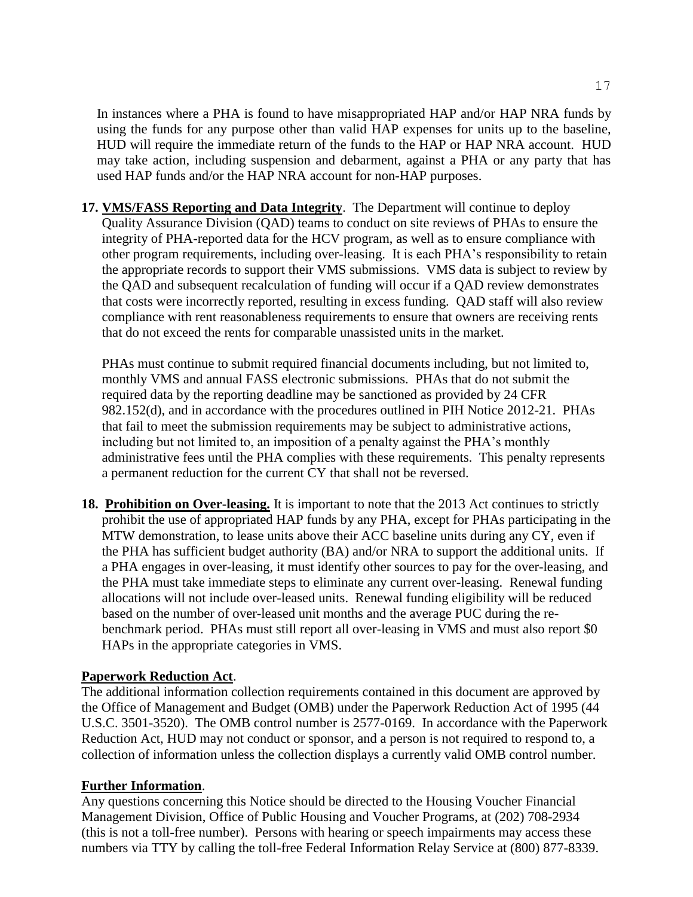In instances where a PHA is found to have misappropriated HAP and/or HAP NRA funds by using the funds for any purpose other than valid HAP expenses for units up to the baseline, HUD will require the immediate return of the funds to the HAP or HAP NRA account. HUD may take action, including suspension and debarment, against a PHA or any party that has used HAP funds and/or the HAP NRA account for non-HAP purposes.

**17. VMS/FASS Reporting and Data Integrity**. The Department will continue to deploy Quality Assurance Division (QAD) teams to conduct on site reviews of PHAs to ensure the integrity of PHA-reported data for the HCV program, as well as to ensure compliance with other program requirements, including over-leasing. It is each PHA's responsibility to retain the appropriate records to support their VMS submissions. VMS data is subject to review by the QAD and subsequent recalculation of funding will occur if a QAD review demonstrates that costs were incorrectly reported, resulting in excess funding. QAD staff will also review compliance with rent reasonableness requirements to ensure that owners are receiving rents that do not exceed the rents for comparable unassisted units in the market.

PHAs must continue to submit required financial documents including, but not limited to, monthly VMS and annual FASS electronic submissions. PHAs that do not submit the required data by the reporting deadline may be sanctioned as provided by 24 CFR 982.152(d), and in accordance with the procedures outlined in PIH Notice 2012-21. PHAs that fail to meet the submission requirements may be subject to administrative actions, including but not limited to, an imposition of a penalty against the PHA's monthly administrative fees until the PHA complies with these requirements. This penalty represents a permanent reduction for the current CY that shall not be reversed.

**18. Prohibition on Over-leasing.** It is important to note that the 2013 Act continues to strictly prohibit the use of appropriated HAP funds by any PHA, except for PHAs participating in the MTW demonstration, to lease units above their ACC baseline units during any CY, even if the PHA has sufficient budget authority (BA) and/or NRA to support the additional units. If a PHA engages in over-leasing, it must identify other sources to pay for the over-leasing, and the PHA must take immediate steps to eliminate any current over-leasing. Renewal funding allocations will not include over-leased units. Renewal funding eligibility will be reduced based on the number of over-leased unit months and the average PUC during the re-benchmark period. PHAs must still report all over-leasing in VMS and must also report $0 HAPs in the appropriate categories in VMS.

**Paperwork Reduction Act**.

The additional information collection requirements contained in this document are approved by the Office of Management and Budget (OMB) under the Paperwork Reduction Act of 1995 (44 U.S.C. 3501-3520). The OMB control number is 2577-0169. In accordance with the Paperwork Reduction Act, HUD may not conduct or sponsor, and a person is not required to respond to, a collection of information unless the collection displays a currently valid OMB control number.

**Further Information**.

Any questions concerning this Notice should be directed to the Housing Voucher Financial Management Division, Office of Public Housing and Voucher Programs, at (202) 708-2934 (this is not a toll-free number). Persons with hearing or speech impairments may access these numbers via TTY by calling the toll-free Federal Information Relay Service at (800) 877-8339.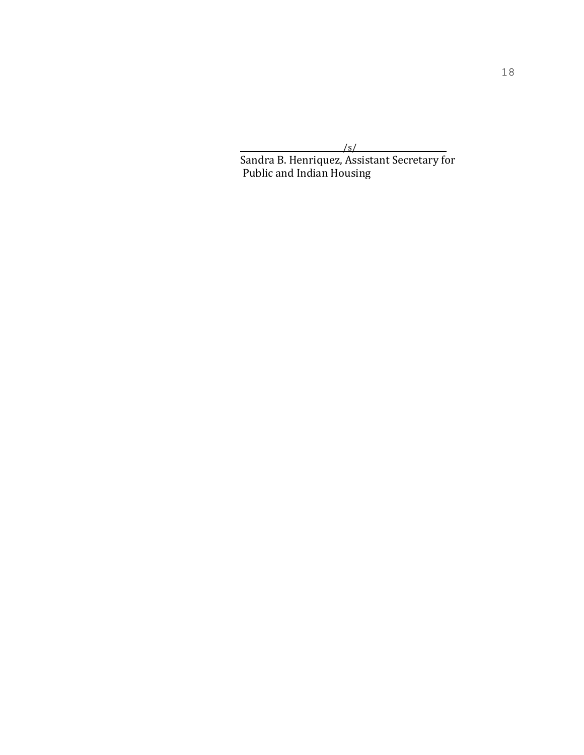/s/

Sandra B. Henriquez, Assistant Secretary for Public and Indian Housing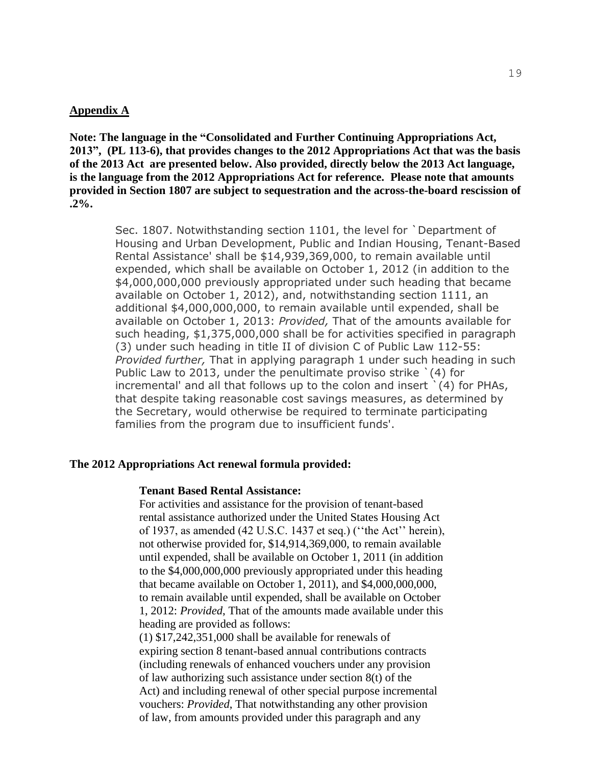**<u>Appendix A</u>**

**Note: The language in the "Consolidated and Further Continuing Appropriations Act, 2013", (PL 113-6), that provides changes to the 2012 Appropriations Act that was the basis of the 2013 Act are presented below. Also provided, directly below the 2013 Act language, is the language from the 2012 Appropriations Act for reference. Please note that amounts provided in Section 1807 are subject to sequestration and the across-the-board rescission of .2%.**

> Sec. 1807. Notwithstanding section 1101, the level for `Department of Housing and Urban Development, Public and Indian Housing, Tenant-Based Rental Assistance' shall be $14,939,369,000, to remain available until expended, which shall be available on October 1, 2012 (in addition to the $4,000,000,000 previously appropriated under such heading that became available on October 1, 2012), and, notwithstanding section 1111, an additional $4,000,000,000, to remain available until expended, shall be available on October 1, 2013: *Provided,* That of the amounts available for such heading, $1,375,000,000 shall be for activities specified in paragraph (3) under such heading in title II of division C of Public Law 112-55: *Provided further,* That in applying paragraph 1 under such heading in such Public Law to 2013, under the penultimate proviso strike `(4) for incremental' and all that follows up to the colon and insert `(4) for PHAs, that despite taking reasonable cost savings measures, as determined by the Secretary, would otherwise be required to terminate participating families from the program due to insufficient funds'.

**The 2012 Appropriations Act renewal formula provided:**

> **Tenant Based Rental Assistance:**
>
> For activities and assistance for the provision of tenant-based rental assistance authorized under the United States Housing Act of 1937, as amended (42 U.S.C. 1437 et seq.) (''the Act'' herein), not otherwise provided for, $14,914,369,000, to remain available until expended, shall be available on October 1, 2011 (in addition to the $4,000,000,000 previously appropriated under this heading that became available on October 1, 2011), and $4,000,000,000, to remain available until expended, shall be available on October 1, 2012: *Provided*, That of the amounts made available under this heading are provided as follows:
>
> (1) $17,242,351,000 shall be available for renewals of expiring section 8 tenant-based annual contributions contracts (including renewals of enhanced vouchers under any provision of law authorizing such assistance under section 8(t) of the Act) and including renewal of other special purpose incremental vouchers: *Provided*, That notwithstanding any other provision of law, from amounts provided under this paragraph and any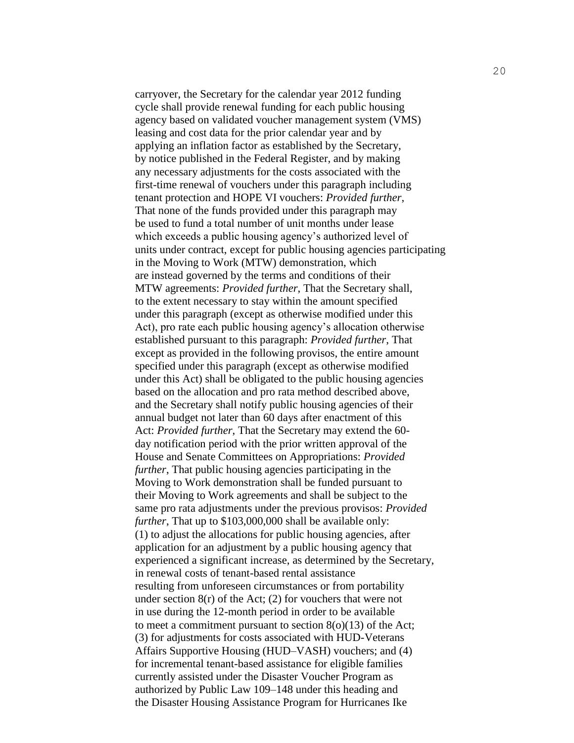carryover, the Secretary for the calendar year 2012 funding cycle shall provide renewal funding for each public housing agency based on validated voucher management system (VMS) leasing and cost data for the prior calendar year and by applying an inflation factor as established by the Secretary, by notice published in the Federal Register, and by making any necessary adjustments for the costs associated with the first-time renewal of vouchers under this paragraph including tenant protection and HOPE VI vouchers: *Provided further*, That none of the funds provided under this paragraph may be used to fund a total number of unit months under lease which exceeds a public housing agency's authorized level of units under contract, except for public housing agencies participating in the Moving to Work (MTW) demonstration, which are instead governed by the terms and conditions of their MTW agreements: *Provided further*, That the Secretary shall, to the extent necessary to stay within the amount specified under this paragraph (except as otherwise modified under this Act), pro rate each public housing agency's allocation otherwise established pursuant to this paragraph: *Provided further*, That except as provided in the following provisos, the entire amount specified under this paragraph (except as otherwise modified under this Act) shall be obligated to the public housing agencies based on the allocation and pro rata method described above, and the Secretary shall notify public housing agencies of their annual budget not later than 60 days after enactment of this Act: *Provided further*, That the Secretary may extend the 60-day notification period with the prior written approval of the House and Senate Committees on Appropriations: *Provided further*, That public housing agencies participating in the Moving to Work demonstration shall be funded pursuant to their Moving to Work agreements and shall be subject to the same pro rata adjustments under the previous provisos: *Provided further*, That up to $103,000,000 shall be available only: (1) to adjust the allocations for public housing agencies, after application for an adjustment by a public housing agency that experienced a significant increase, as determined by the Secretary, in renewal costs of tenant-based rental assistance resulting from unforeseen circumstances or from portability under section 8(r) of the Act; (2) for vouchers that were not in use during the 12-month period in order to be available to meet a commitment pursuant to section 8(o)(13) of the Act; (3) for adjustments for costs associated with HUD-Veterans Affairs Supportive Housing (HUD–VASH) vouchers; and (4) for incremental tenant-based assistance for eligible families currently assisted under the Disaster Voucher Program as authorized by Public Law 109–148 under this heading and the Disaster Housing Assistance Program for Hurricanes Ike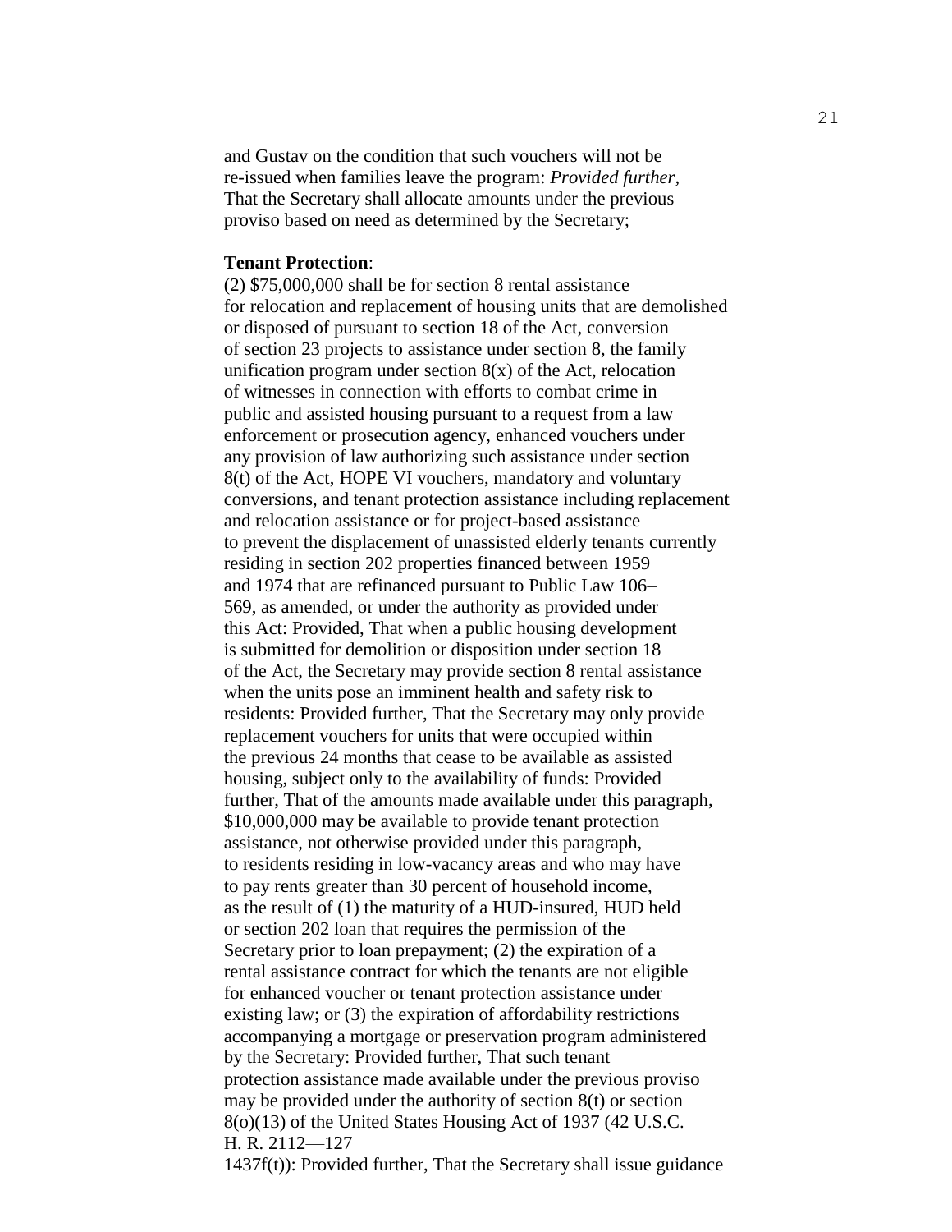and Gustav on the condition that such vouchers will not be re-issued when families leave the program: *Provided further*, That the Secretary shall allocate amounts under the previous proviso based on need as determined by the Secretary;

**Tenant Protection**:

(2) $75,000,000 shall be for section 8 rental assistance for relocation and replacement of housing units that are demolished or disposed of pursuant to section 18 of the Act, conversion of section 23 projects to assistance under section 8, the family unification program under section 8(x) of the Act, relocation of witnesses in connection with efforts to combat crime in public and assisted housing pursuant to a request from a law enforcement or prosecution agency, enhanced vouchers under any provision of law authorizing such assistance under section 8(t) of the Act, HOPE VI vouchers, mandatory and voluntary conversions, and tenant protection assistance including replacement and relocation assistance or for project-based assistance to prevent the displacement of unassisted elderly tenants currently residing in section 202 properties financed between 1959 and 1974 that are refinanced pursuant to Public Law 106–569, as amended, or under the authority as provided under this Act: Provided, That when a public housing development is submitted for demolition or disposition under section 18 of the Act, the Secretary may provide section 8 rental assistance when the units pose an imminent health and safety risk to residents: Provided further, That the Secretary may only provide replacement vouchers for units that were occupied within the previous 24 months that cease to be available as assisted housing, subject only to the availability of funds: Provided further, That of the amounts made available under this paragraph, $10,000,000 may be available to provide tenant protection assistance, not otherwise provided under this paragraph, to residents residing in low-vacancy areas and who may have to pay rents greater than 30 percent of household income, as the result of (1) the maturity of a HUD-insured, HUD held or section 202 loan that requires the permission of the Secretary prior to loan prepayment; (2) the expiration of a rental assistance contract for which the tenants are not eligible for enhanced voucher or tenant protection assistance under existing law; or (3) the expiration of affordability restrictions accompanying a mortgage or preservation program administered by the Secretary: Provided further, That such tenant protection assistance made available under the previous proviso may be provided under the authority of section 8(t) or section 8(o)(13) of the United States Housing Act of 1937 (42 U.S.C. H. R. 2112—127 1437f(t)): Provided further, That the Secretary shall issue guidance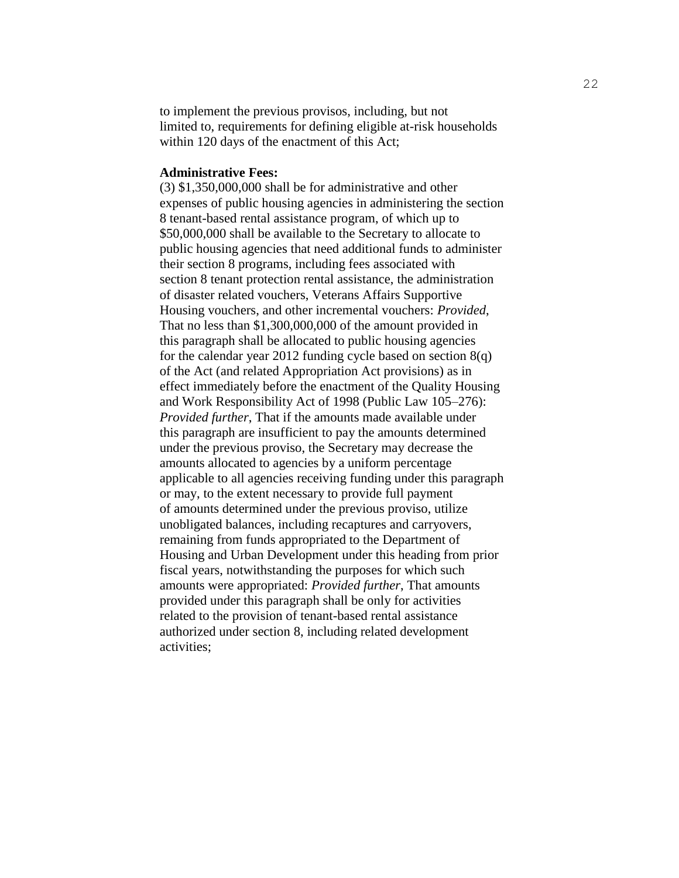to implement the previous provisos, including, but not limited to, requirements for defining eligible at-risk households within 120 days of the enactment of this Act;

**Administrative Fees:**

(3) $1,350,000,000 shall be for administrative and other expenses of public housing agencies in administering the section 8 tenant-based rental assistance program, of which up to $50,000,000 shall be available to the Secretary to allocate to public housing agencies that need additional funds to administer their section 8 programs, including fees associated with section 8 tenant protection rental assistance, the administration of disaster related vouchers, Veterans Affairs Supportive Housing vouchers, and other incremental vouchers: *Provided*, That no less than $1,300,000,000 of the amount provided in this paragraph shall be allocated to public housing agencies for the calendar year 2012 funding cycle based on section 8(q) of the Act (and related Appropriation Act provisions) as in effect immediately before the enactment of the Quality Housing and Work Responsibility Act of 1998 (Public Law 105–276): *Provided further*, That if the amounts made available under this paragraph are insufficient to pay the amounts determined under the previous proviso, the Secretary may decrease the amounts allocated to agencies by a uniform percentage applicable to all agencies receiving funding under this paragraph or may, to the extent necessary to provide full payment of amounts determined under the previous proviso, utilize unobligated balances, including recaptures and carryovers, remaining from funds appropriated to the Department of Housing and Urban Development under this heading from prior fiscal years, notwithstanding the purposes for which such amounts were appropriated: *Provided further*, That amounts provided under this paragraph shall be only for activities related to the provision of tenant-based rental assistance authorized under section 8, including related development activities;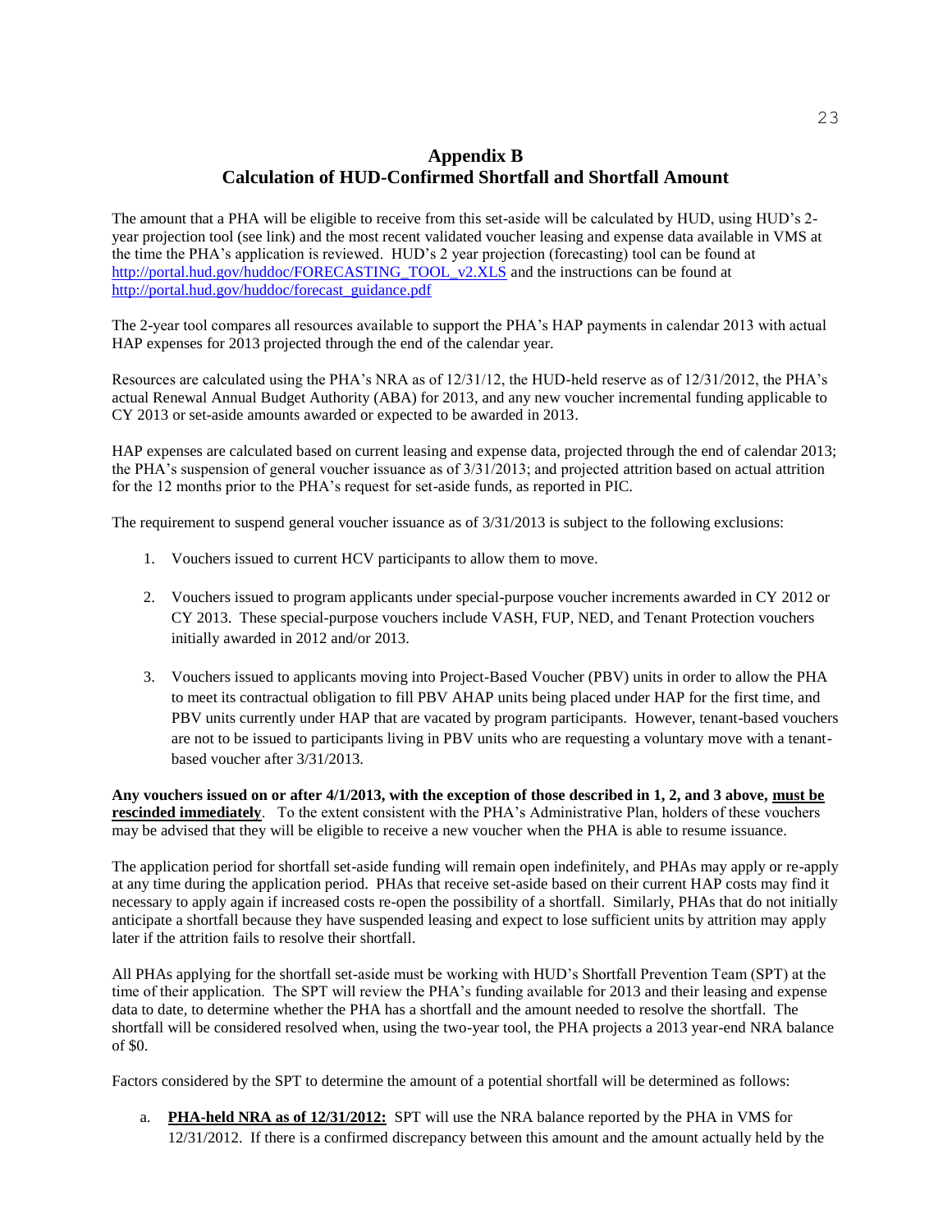# Appendix B
## Calculation of HUD-Confirmed Shortfall and Shortfall Amount

The amount that a PHA will be eligible to receive from this set-aside will be calculated by HUD, using HUD's 2-year projection tool (see link) and the most recent validated voucher leasing and expense data available in VMS at the time the PHA's application is reviewed. HUD's 2 year projection (forecasting) tool can be found at http://portal.hud.gov/huddoc/FORECASTING_TOOL_v2.XLS and the instructions can be found at http://portal.hud.gov/huddoc/forecast_guidance.pdf

The 2-year tool compares all resources available to support the PHA's HAP payments in calendar 2013 with actual HAP expenses for 2013 projected through the end of the calendar year.

Resources are calculated using the PHA's NRA as of 12/31/12, the HUD-held reserve as of 12/31/2012, the PHA's actual Renewal Annual Budget Authority (ABA) for 2013, and any new voucher incremental funding applicable to CY 2013 or set-aside amounts awarded or expected to be awarded in 2013.

HAP expenses are calculated based on current leasing and expense data, projected through the end of calendar 2013; the PHA's suspension of general voucher issuance as of 3/31/2013; and projected attrition based on actual attrition for the 12 months prior to the PHA's request for set-aside funds, as reported in PIC.

The requirement to suspend general voucher issuance as of 3/31/2013 is subject to the following exclusions:

1. Vouchers issued to current HCV participants to allow them to move.

2. Vouchers issued to program applicants under special-purpose voucher increments awarded in CY 2012 or CY 2013. These special-purpose vouchers include VASH, FUP, NED, and Tenant Protection vouchers initially awarded in 2012 and/or 2013.

3. Vouchers issued to applicants moving into Project-Based Voucher (PBV) units in order to allow the PHA to meet its contractual obligation to fill PBV AHAP units being placed under HAP for the first time, and PBV units currently under HAP that are vacated by program participants. However, tenant-based vouchers are not to be issued to participants living in PBV units who are requesting a voluntary move with a tenant-based voucher after 3/31/2013.

**Any vouchers issued on or after 4/1/2013, with the exception of those described in 1, 2, and 3 above, <u>must be rescinded immediately</u>**. To the extent consistent with the PHA's Administrative Plan, holders of these vouchers may be advised that they will be eligible to receive a new voucher when the PHA is able to resume issuance.

The application period for shortfall set-aside funding will remain open indefinitely, and PHAs may apply or re-apply at any time during the application period. PHAs that receive set-aside based on their current HAP costs may find it necessary to apply again if increased costs re-open the possibility of a shortfall. Similarly, PHAs that do not initially anticipate a shortfall because they have suspended leasing and expect to lose sufficient units by attrition may apply later if the attrition fails to resolve their shortfall.

All PHAs applying for the shortfall set-aside must be working with HUD's Shortfall Prevention Team (SPT) at the time of their application. The SPT will review the PHA's funding available for 2013 and their leasing and expense data to date, to determine whether the PHA has a shortfall and the amount needed to resolve the shortfall. The shortfall will be considered resolved when, using the two-year tool, the PHA projects a 2013 year-end NRA balance of $0.

Factors considered by the SPT to determine the amount of a potential shortfall will be determined as follows:

a. **<u>PHA-held NRA as of 12/31/2012:</u>** SPT will use the NRA balance reported by the PHA in VMS for 12/31/2012. If there is a confirmed discrepancy between this amount and the amount actually held by the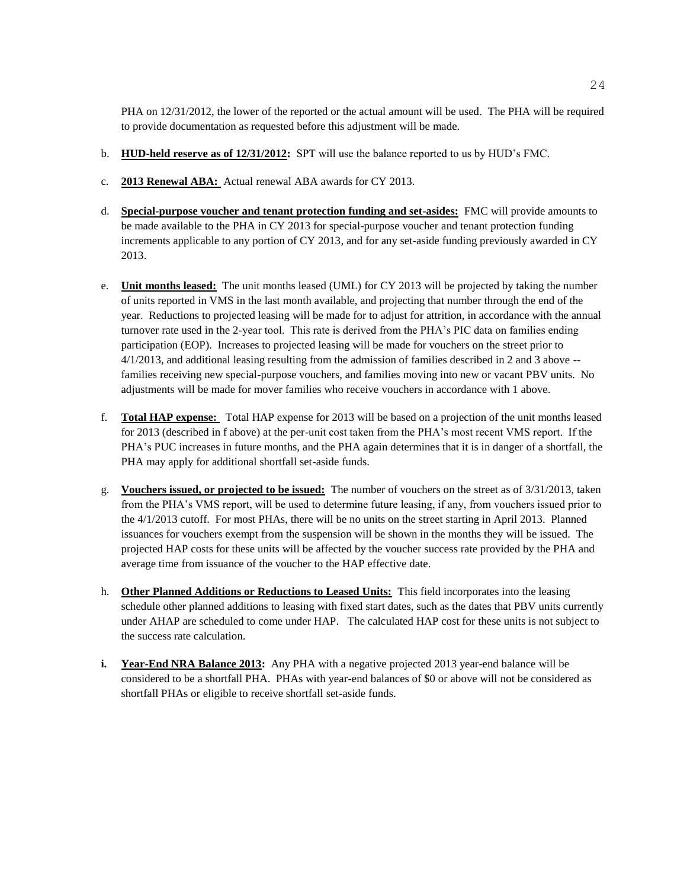PHA on 12/31/2012, the lower of the reported or the actual amount will be used. The PHA will be required to provide documentation as requested before this adjustment will be made.

b. **HUD-held reserve as of 12/31/2012:** SPT will use the balance reported to us by HUD's FMC.

c. **2013 Renewal ABA:** Actual renewal ABA awards for CY 2013.

d. **Special-purpose voucher and tenant protection funding and set-asides:** FMC will provide amounts to be made available to the PHA in CY 2013 for special-purpose voucher and tenant protection funding increments applicable to any portion of CY 2013, and for any set-aside funding previously awarded in CY 2013.

e. **Unit months leased:** The unit months leased (UML) for CY 2013 will be projected by taking the number of units reported in VMS in the last month available, and projecting that number through the end of the year. Reductions to projected leasing will be made for to adjust for attrition, in accordance with the annual turnover rate used in the 2-year tool. This rate is derived from the PHA's PIC data on families ending participation (EOP). Increases to projected leasing will be made for vouchers on the street prior to 4/1/2013, and additional leasing resulting from the admission of families described in 2 and 3 above -- families receiving new special-purpose vouchers, and families moving into new or vacant PBV units. No adjustments will be made for mover families who receive vouchers in accordance with 1 above.

f. **Total HAP expense:** Total HAP expense for 2013 will be based on a projection of the unit months leased for 2013 (described in f above) at the per-unit cost taken from the PHA's most recent VMS report. If the PHA's PUC increases in future months, and the PHA again determines that it is in danger of a shortfall, the PHA may apply for additional shortfall set-aside funds.

g. **Vouchers issued, or projected to be issued:** The number of vouchers on the street as of 3/31/2013, taken from the PHA's VMS report, will be used to determine future leasing, if any, from vouchers issued prior to the 4/1/2013 cutoff. For most PHAs, there will be no units on the street starting in April 2013. Planned issuances for vouchers exempt from the suspension will be shown in the months they will be issued. The projected HAP costs for these units will be affected by the voucher success rate provided by the PHA and average time from issuance of the voucher to the HAP effective date.

h. **Other Planned Additions or Reductions to Leased Units:** This field incorporates into the leasing schedule other planned additions to leasing with fixed start dates, such as the dates that PBV units currently under AHAP are scheduled to come under HAP. The calculated HAP cost for these units is not subject to the success rate calculation.

**i. Year-End NRA Balance 2013:** Any PHA with a negative projected 2013 year-end balance will be considered to be a shortfall PHA. PHAs with year-end balances of $0 or above will not be considered as shortfall PHAs or eligible to receive shortfall set-aside funds.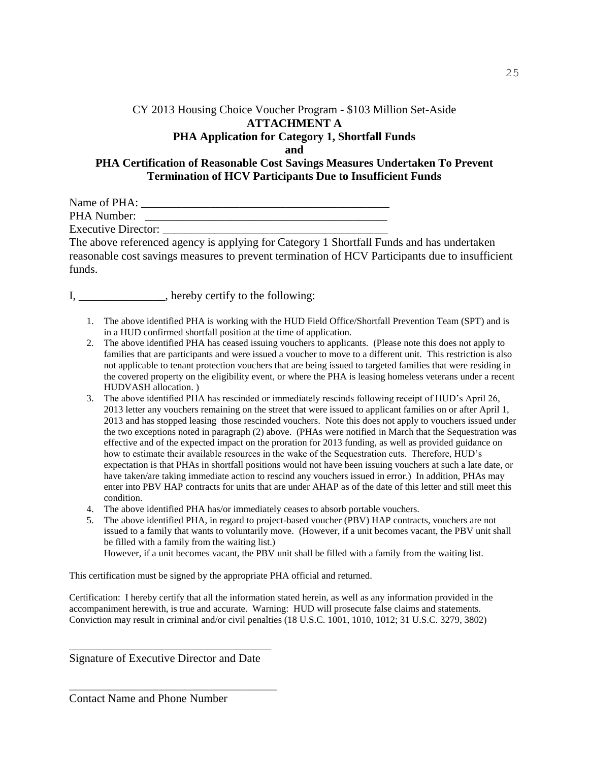CY 2013 Housing Choice Voucher Program - $103 Million Set-Aside

**ATTACHMENT A**

**PHA Application for Category 1, Shortfall Funds**

**and**

**PHA Certification of Reasonable Cost Savings Measures Undertaken To Prevent Termination of HCV Participants Due to Insufficient Funds**

Name of PHA: ____________________________________________

PHA Number: ____________________________________________

Executive Director: ______________________________________

The above referenced agency is applying for Category 1 Shortfall Funds and has undertaken reasonable cost savings measures to prevent termination of HCV Participants due to insufficient funds.

I, _______________, hereby certify to the following:

1. The above identified PHA is working with the HUD Field Office/Shortfall Prevention Team (SPT) and is in a HUD confirmed shortfall position at the time of application.
2. The above identified PHA has ceased issuing vouchers to applicants. (Please note this does not apply to families that are participants and were issued a voucher to move to a different unit. This restriction is also not applicable to tenant protection vouchers that are being issued to targeted families that were residing in the covered property on the eligibility event, or where the PHA is leasing homeless veterans under a recent HUDVASH allocation. )
3. The above identified PHA has rescinded or immediately rescinds following receipt of HUD's April 26, 2013 letter any vouchers remaining on the street that were issued to applicant families on or after April 1, 2013 and has stopped leasing those rescinded vouchers. Note this does not apply to vouchers issued under the two exceptions noted in paragraph (2) above. (PHAs were notified in March that the Sequestration was effective and of the expected impact on the proration for 2013 funding, as well as provided guidance on how to estimate their available resources in the wake of the Sequestration cuts. Therefore, HUD's expectation is that PHAs in shortfall positions would not have been issuing vouchers at such a late date, or have taken/are taking immediate action to rescind any vouchers issued in error.) In addition, PHAs may enter into PBV HAP contracts for units that are under AHAP as of the date of this letter and still meet this condition.
4. The above identified PHA has/or immediately ceases to absorb portable vouchers.
5. The above identified PHA, in regard to project-based voucher (PBV) HAP contracts, vouchers are not issued to a family that wants to voluntarily move. (However, if a unit becomes vacant, the PBV unit shall be filled with a family from the waiting list.)
   However, if a unit becomes vacant, the PBV unit shall be filled with a family from the waiting list.

This certification must be signed by the appropriate PHA official and returned.

Certification: I hereby certify that all the information stated herein, as well as any information provided in the accompaniment herewith, is true and accurate. Warning: HUD will prosecute false claims and statements. Conviction may result in criminal and/or civil penalties (18 U.S.C. 1001, 1010, 1012; 31 U.S.C. 3279, 3802)

____________________________________

Signature of Executive Director and Date

____________________________________

Contact Name and Phone Number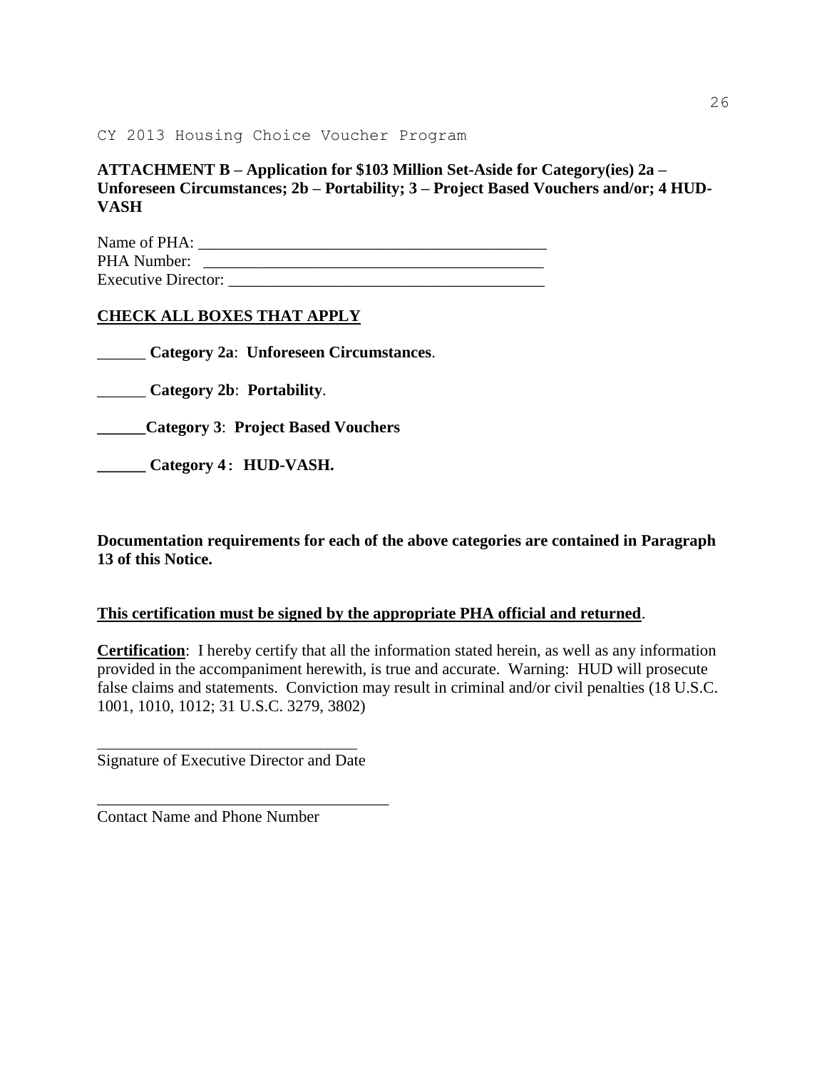**ATTACHMENT B – Application for $103 Million Set-Aside for Category(ies) 2a – Unforeseen Circumstances; 2b – Portability; 3 – Project Based Vouchers and/or; 4 HUD-VASH**

Name of PHA: ____________________________________________
PHA Number: ____________________________________________
Executive Director: ______________________________________

**CHECK ALL BOXES THAT APPLY**

______ **Category 2a**: **Unforeseen Circumstances**.

______ **Category 2b**: **Portability**.

**______Category 3**: **Project Based Vouchers**

**______ Category 4 : HUD-VASH.**

**Documentation requirements for each of the above categories are contained in Paragraph 13 of this Notice.**

**This certification must be signed by the appropriate PHA official and returned**.

**Certification**: I hereby certify that all the information stated herein, as well as any information provided in the accompaniment herewith, is true and accurate. Warning: HUD will prosecute false claims and statements. Conviction may result in criminal and/or civil penalties (18 U.S.C. 1001, 1010, 1012; 31 U.S.C. 3279, 3802)

_________________________________
Signature of Executive Director and Date

_____________________________________
Contact Name and Phone Number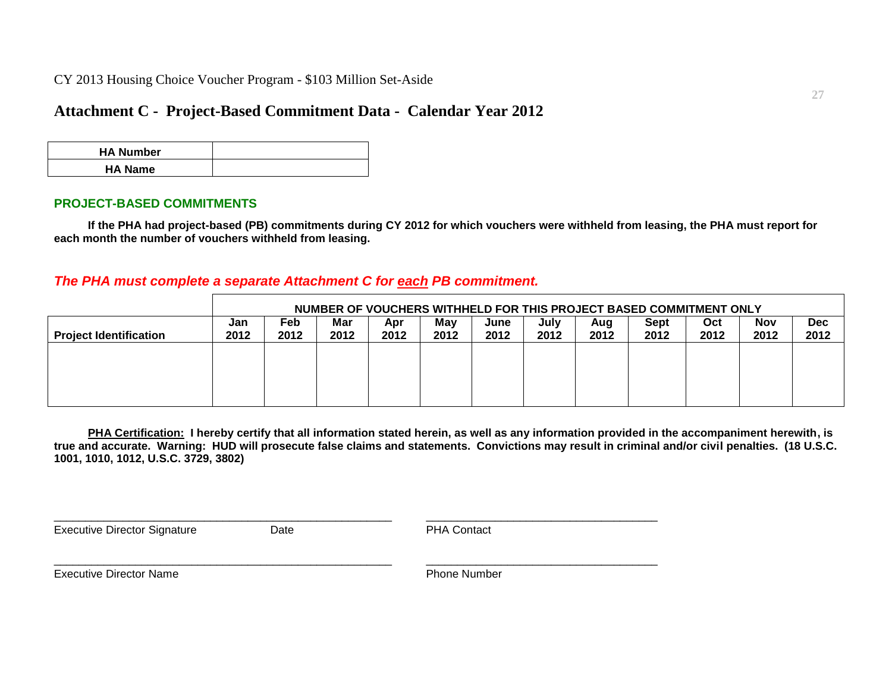CY 2013 Housing Choice Voucher Program - $103 Million Set-Aside

# Attachment C - Project-Based Commitment Data - Calendar Year 2012

| HA Number | |
|---|---|
| HA Name | |

## PROJECT-BASED COMMITMENTS

**If the PHA had project-based (PB) commitments during CY 2012 for which vouchers were withheld from leasing, the PHA must report for each month the number of vouchers withheld from leasing.**

***The PHA must complete a separate Attachment C for each PB commitment.***

| | NUMBER OF VOUCHERS WITHHELD FOR THIS PROJECT BASED COMMITMENT ONLY | | | | | | | | | | | |
|---|---|---|---|---|---|---|---|---|---|---|---|---|
| **Project Identification** | **Jan 2012** | **Feb 2012** | **Mar 2012** | **Apr 2012** | **May 2012** | **June 2012** | **July 2012** | **Aug 2012** | **Sept 2012** | **Oct 2012** | **Nov 2012** | **Dec 2012** |
| | | | | | | | | | | | | |

**PHA Certification: I hereby certify that all information stated herein, as well as any information provided in the accompaniment herewith, is true and accurate. Warning: HUD will prosecute false claims and statements. Convictions may result in criminal and/or civil penalties. (18 U.S.C. 1001, 1010, 1012, U.S.C. 3729, 3802)**

_______________________________________________________ _____________________________________

Executive Director Signature Date PHA Contact

_______________________________________________________ _____________________________________

Executive Director Name Phone Number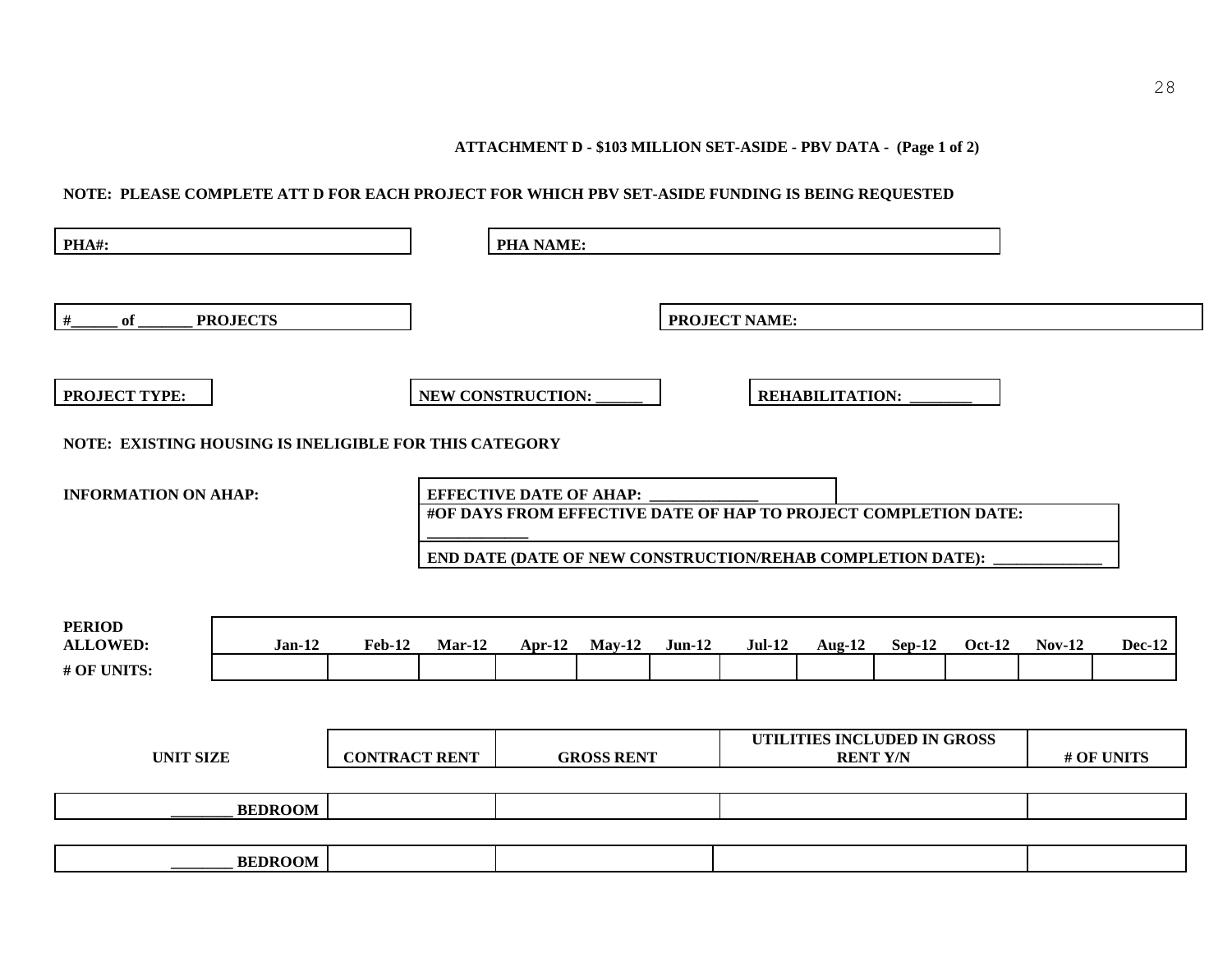**ATTACHMENT D - $103 MILLION SET-ASIDE - PBV DATA - (Page 1 of 2)**

**NOTE: PLEASE COMPLETE ATT D FOR EACH PROJECT FOR WHICH PBV SET-ASIDE FUNDING IS BEING REQUESTED**

| PHA#: | PHA NAME: |
|---|---|

| #______ of _______ PROJECTS | PROJECT NAME: |
|---|---|

| PROJECT TYPE: | NEW CONSTRUCTION: ______ | REHABILITATION: ________ |
|---|---|---|

**NOTE: EXISTING HOUSING IS INELIGIBLE FOR THIS CATEGORY**

**INFORMATION ON AHAP:**

| EFFECTIVE DATE OF AHAP: _____________ |
|---|
| #OF DAYS FROM EFFECTIVE DATE OF HAP TO PROJECT COMPLETION DATE: _____________ |
| END DATE (DATE OF NEW CONSTRUCTION/REHAB COMPLETION DATE): ______________ |

| PERIOD ALLOWED: | Jan-12 | Feb-12 | Mar-12 | Apr-12 | May-12 | Jun-12 | Jul-12 | Aug-12 | Sep-12 | Oct-12 | Nov-12 | Dec-12 |
|---|---|---|---|---|---|---|---|---|---|---|---|---|
| # OF UNITS: | | | | | | | | | | | | |

| UNIT SIZE | CONTRACT RENT | GROSS RENT | UTILITIES INCLUDED IN GROSS RENT Y/N | # OF UNITS |
|---|---|---|---|---|
| ________ BEDROOM | | | | |
| ________ BEDROOM | | | | |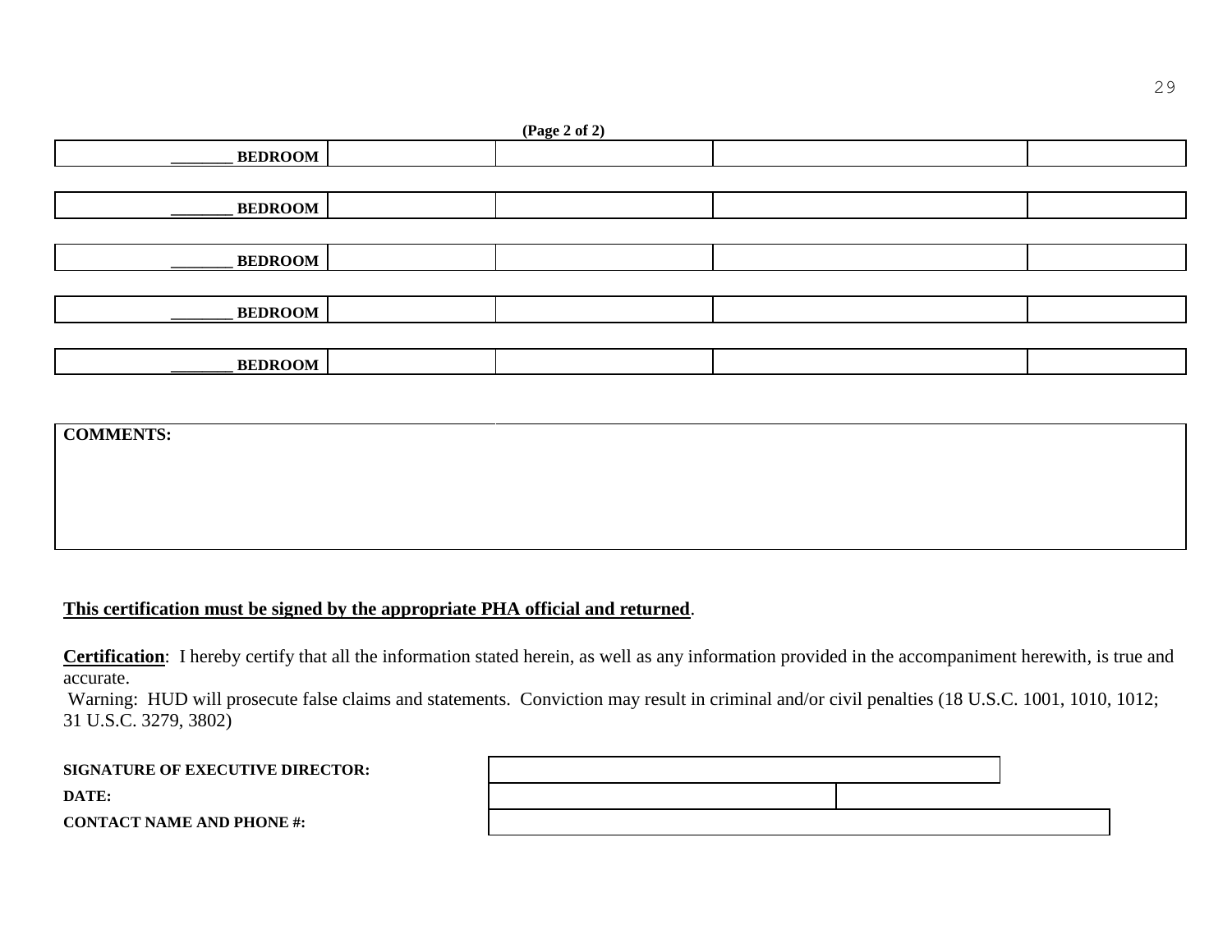(Page 2 of 2)

| | | | | |
|---|---|---|---|---|
| **_______ BEDROOM** | | | | |

| | | | | |
|---|---|---|---|---|
| **_______ BEDROOM** | | | | |

| | | | | |
|---|---|---|---|---|
| **_______ BEDROOM** | | | | |

| | | | | |
|---|---|---|---|---|
| **_______ BEDROOM** | | | | |

| | | | | |
|---|---|---|---|---|
| **_______ BEDROOM** | | | | |

| |
|---|
| **COMMENTS:** |

**<u>This certification must be signed by the appropriate PHA official and returned</u>**.

**<u>Certification</u>**: I hereby certify that all the information stated herein, as well as any information provided in the accompaniment herewith, is true and accurate.

Warning: HUD will prosecute false claims and statements. Conviction may result in criminal and/or civil penalties (18 U.S.C. 1001, 1010, 1012; 31 U.S.C. 3279, 3802)

| | | |
|---|---|---|
| **SIGNATURE OF EXECUTIVE DIRECTOR:** | | |
| **DATE:** | | |
| **CONTACT NAME AND PHONE #:** | | |